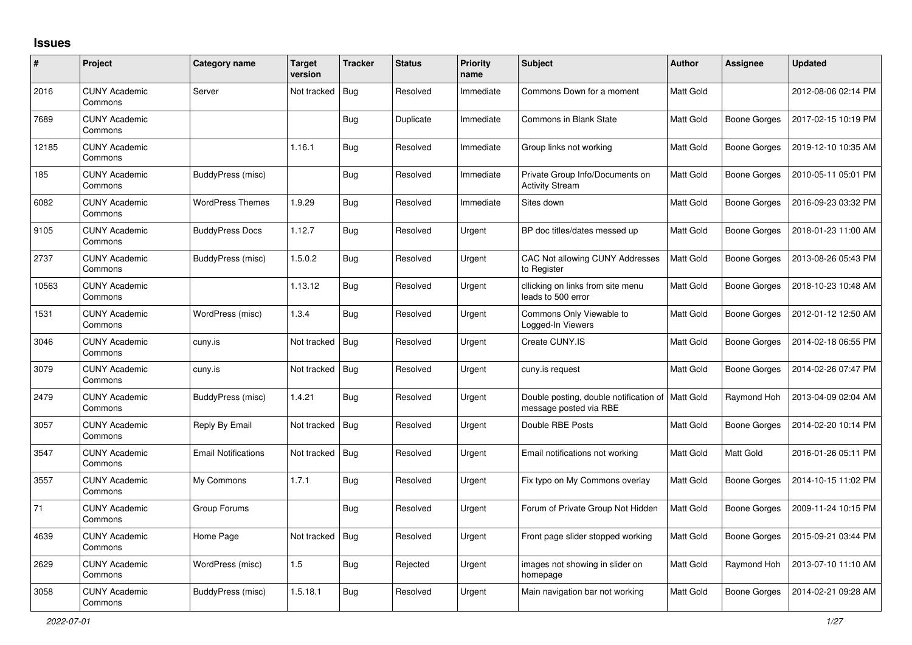## Issues

| # | Project | Category name | Target version | Tracker | Status | Priority name | Subject | Author | Assignee | Updated |
|---|---|---|---|---|---|---|---|---|---|---|
| 2016 | CUNY Academic Commons | Server | Not tracked | Bug | Resolved | Immediate | Commons Down for a moment | Matt Gold | | 2012-08-06 02:14 PM |
| 7689 | CUNY Academic Commons | | | Bug | Duplicate | Immediate | Commons in Blank State | Matt Gold | Boone Gorges | 2017-02-15 10:19 PM |
| 12185 | CUNY Academic Commons | | 1.16.1 | Bug | Resolved | Immediate | Group links not working | Matt Gold | Boone Gorges | 2019-12-10 10:35 AM |
| 185 | CUNY Academic Commons | BuddyPress (misc) | | Bug | Resolved | Immediate | Private Group Info/Documents on Activity Stream | Matt Gold | Boone Gorges | 2010-05-11 05:01 PM |
| 6082 | CUNY Academic Commons | WordPress Themes | 1.9.29 | Bug | Resolved | Immediate | Sites down | Matt Gold | Boone Gorges | 2016-09-23 03:32 PM |
| 9105 | CUNY Academic Commons | BuddyPress Docs | 1.12.7 | Bug | Resolved | Urgent | BP doc titles/dates messed up | Matt Gold | Boone Gorges | 2018-01-23 11:00 AM |
| 2737 | CUNY Academic Commons | BuddyPress (misc) | 1.5.0.2 | Bug | Resolved | Urgent | CAC Not allowing CUNY Addresses to Register | Matt Gold | Boone Gorges | 2013-08-26 05:43 PM |
| 10563 | CUNY Academic Commons | | 1.13.12 | Bug | Resolved | Urgent | cllicking on links from site menu leads to 500 error | Matt Gold | Boone Gorges | 2018-10-23 10:48 AM |
| 1531 | CUNY Academic Commons | WordPress (misc) | 1.3.4 | Bug | Resolved | Urgent | Commons Only Viewable to Logged-In Viewers | Matt Gold | Boone Gorges | 2012-01-12 12:50 AM |
| 3046 | CUNY Academic Commons | cuny.is | Not tracked | Bug | Resolved | Urgent | Create CUNY.IS | Matt Gold | Boone Gorges | 2014-02-18 06:55 PM |
| 3079 | CUNY Academic Commons | cuny.is | Not tracked | Bug | Resolved | Urgent | cuny.is request | Matt Gold | Boone Gorges | 2014-02-26 07:47 PM |
| 2479 | CUNY Academic Commons | BuddyPress (misc) | 1.4.21 | Bug | Resolved | Urgent | Double posting, double notification of message posted via RBE | Matt Gold | Raymond Hoh | 2013-04-09 02:04 AM |
| 3057 | CUNY Academic Commons | Reply By Email | Not tracked | Bug | Resolved | Urgent | Double RBE Posts | Matt Gold | Boone Gorges | 2014-02-20 10:14 PM |
| 3547 | CUNY Academic Commons | Email Notifications | Not tracked | Bug | Resolved | Urgent | Email notifications not working | Matt Gold | Matt Gold | 2016-01-26 05:11 PM |
| 3557 | CUNY Academic Commons | My Commons | 1.7.1 | Bug | Resolved | Urgent | Fix typo on My Commons overlay | Matt Gold | Boone Gorges | 2014-10-15 11:02 PM |
| 71 | CUNY Academic Commons | Group Forums | | Bug | Resolved | Urgent | Forum of Private Group Not Hidden | Matt Gold | Boone Gorges | 2009-11-24 10:15 PM |
| 4639 | CUNY Academic Commons | Home Page | Not tracked | Bug | Resolved | Urgent | Front page slider stopped working | Matt Gold | Boone Gorges | 2015-09-21 03:44 PM |
| 2629 | CUNY Academic Commons | WordPress (misc) | 1.5 | Bug | Rejected | Urgent | images not showing in slider on homepage | Matt Gold | Raymond Hoh | 2013-07-10 11:10 AM |
| 3058 | CUNY Academic Commons | BuddyPress (misc) | 1.5.18.1 | Bug | Resolved | Urgent | Main navigation bar not working | Matt Gold | Boone Gorges | 2014-02-21 09:28 AM |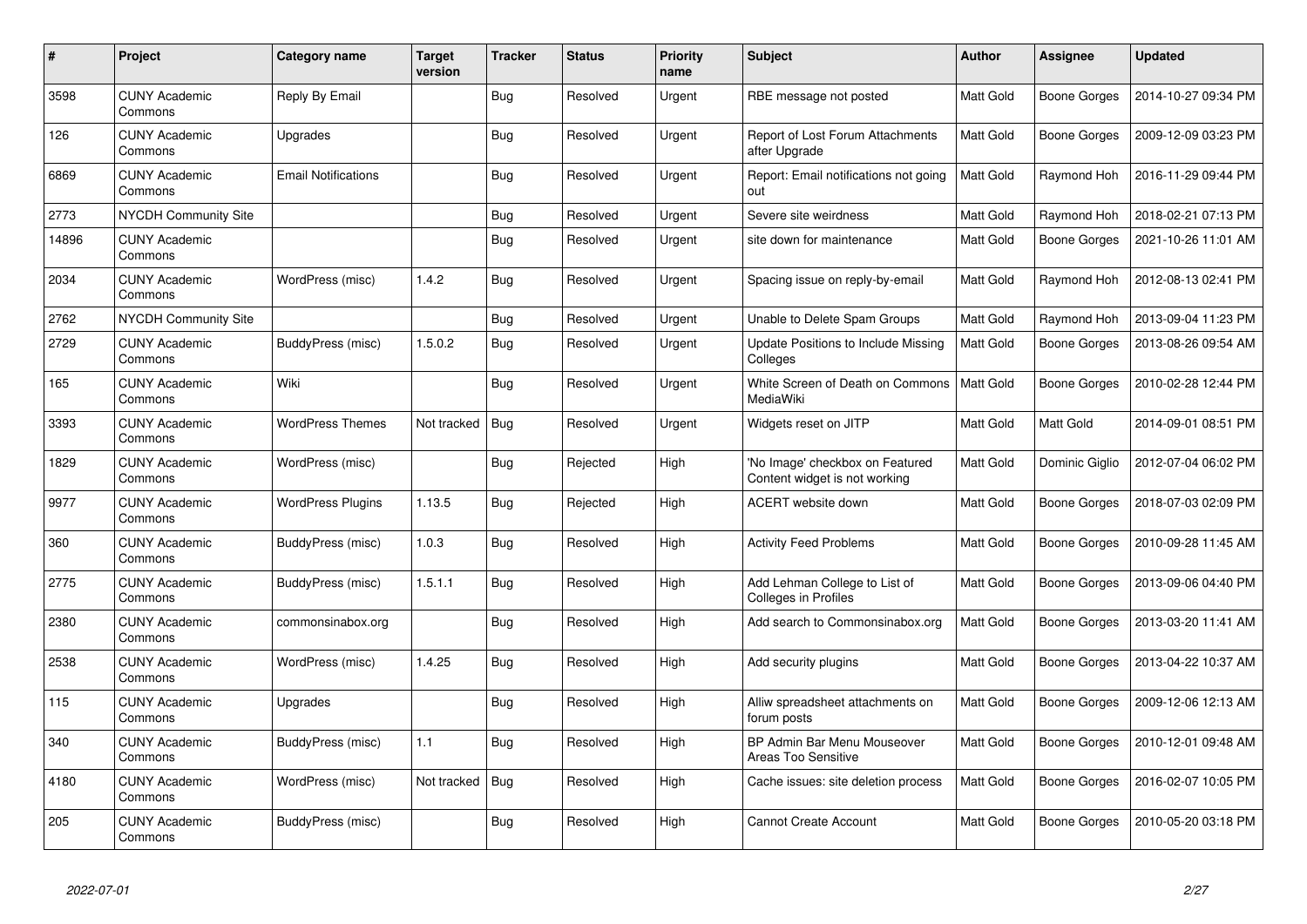| # | Project | Category name | Target version | Tracker | Status | Priority name | Subject | Author | Assignee | Updated |
|---|---|---|---|---|---|---|---|---|---|---|
| 3598 | CUNY Academic Commons | Reply By Email | | Bug | Resolved | Urgent | RBE message not posted | Matt Gold | Boone Gorges | 2014-10-27 09:34 PM |
| 126 | CUNY Academic Commons | Upgrades | | Bug | Resolved | Urgent | Report of Lost Forum Attachments after Upgrade | Matt Gold | Boone Gorges | 2009-12-09 03:23 PM |
| 6869 | CUNY Academic Commons | Email Notifications | | Bug | Resolved | Urgent | Report: Email notifications not going out | Matt Gold | Raymond Hoh | 2016-11-29 09:44 PM |
| 2773 | NYCDH Community Site | | | Bug | Resolved | Urgent | Severe site weirdness | Matt Gold | Raymond Hoh | 2018-02-21 07:13 PM |
| 14896 | CUNY Academic Commons | | | Bug | Resolved | Urgent | site down for maintenance | Matt Gold | Boone Gorges | 2021-10-26 11:01 AM |
| 2034 | CUNY Academic Commons | WordPress (misc) | 1.4.2 | Bug | Resolved | Urgent | Spacing issue on reply-by-email | Matt Gold | Raymond Hoh | 2012-08-13 02:41 PM |
| 2762 | NYCDH Community Site | | | Bug | Resolved | Urgent | Unable to Delete Spam Groups | Matt Gold | Raymond Hoh | 2013-09-04 11:23 PM |
| 2729 | CUNY Academic Commons | BuddyPress (misc) | 1.5.0.2 | Bug | Resolved | Urgent | Update Positions to Include Missing Colleges | Matt Gold | Boone Gorges | 2013-08-26 09:54 AM |
| 165 | CUNY Academic Commons | Wiki | | Bug | Resolved | Urgent | White Screen of Death on Commons MediaWiki | Matt Gold | Boone Gorges | 2010-02-28 12:44 PM |
| 3393 | CUNY Academic Commons | WordPress Themes | Not tracked | Bug | Resolved | Urgent | Widgets reset on JITP | Matt Gold | Matt Gold | 2014-09-01 08:51 PM |
| 1829 | CUNY Academic Commons | WordPress (misc) | | Bug | Rejected | High | 'No Image' checkbox on Featured Content widget is not working | Matt Gold | Dominic Giglio | 2012-07-04 06:02 PM |
| 9977 | CUNY Academic Commons | WordPress Plugins | 1.13.5 | Bug | Rejected | High | ACERT website down | Matt Gold | Boone Gorges | 2018-07-03 02:09 PM |
| 360 | CUNY Academic Commons | BuddyPress (misc) | 1.0.3 | Bug | Resolved | High | Activity Feed Problems | Matt Gold | Boone Gorges | 2010-09-28 11:45 AM |
| 2775 | CUNY Academic Commons | BuddyPress (misc) | 1.5.1.1 | Bug | Resolved | High | Add Lehman College to List of Colleges in Profiles | Matt Gold | Boone Gorges | 2013-09-06 04:40 PM |
| 2380 | CUNY Academic Commons | commonsinabox.org | | Bug | Resolved | High | Add search to Commonsinabox.org | Matt Gold | Boone Gorges | 2013-03-20 11:41 AM |
| 2538 | CUNY Academic Commons | WordPress (misc) | 1.4.25 | Bug | Resolved | High | Add security plugins | Matt Gold | Boone Gorges | 2013-04-22 10:37 AM |
| 115 | CUNY Academic Commons | Upgrades | | Bug | Resolved | High | Alliw spreadsheet attachments on forum posts | Matt Gold | Boone Gorges | 2009-12-06 12:13 AM |
| 340 | CUNY Academic Commons | BuddyPress (misc) | 1.1 | Bug | Resolved | High | BP Admin Bar Menu Mouseover Areas Too Sensitive | Matt Gold | Boone Gorges | 2010-12-01 09:48 AM |
| 4180 | CUNY Academic Commons | WordPress (misc) | Not tracked | Bug | Resolved | High | Cache issues: site deletion process | Matt Gold | Boone Gorges | 2016-02-07 10:05 PM |
| 205 | CUNY Academic Commons | BuddyPress (misc) | | Bug | Resolved | High | Cannot Create Account | Matt Gold | Boone Gorges | 2010-05-20 03:18 PM |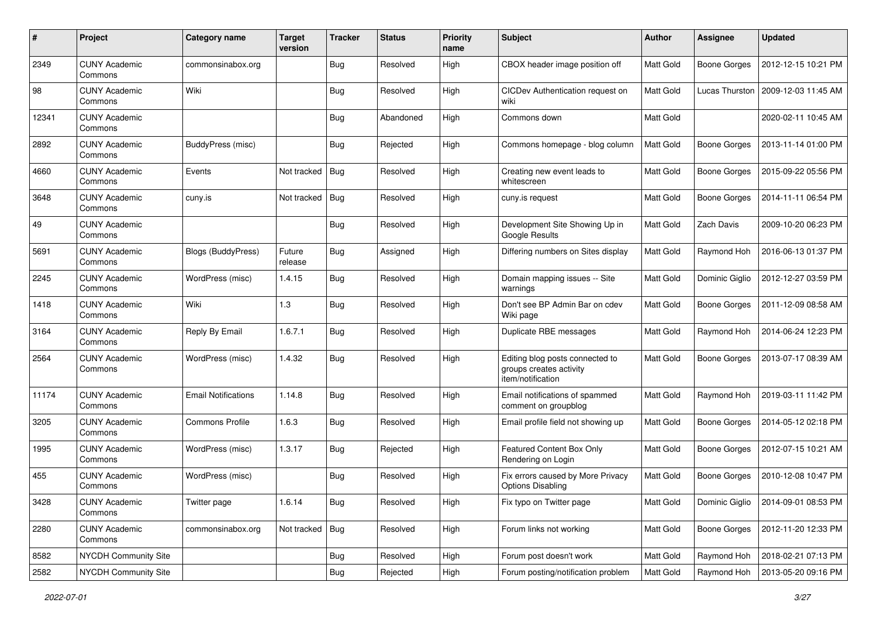| # | Project | Category name | Target version | Tracker | Status | Priority name | Subject | Author | Assignee | Updated |
|---|---|---|---|---|---|---|---|---|---|---|
| 2349 | CUNY Academic Commons | commonsinabox.org | | Bug | Resolved | High | CBOX header image position off | Matt Gold | Boone Gorges | 2012-12-15 10:21 PM |
| 98 | CUNY Academic Commons | Wiki | | Bug | Resolved | High | CICDev Authentication request on wiki | Matt Gold | Lucas Thurston | 2009-12-03 11:45 AM |
| 12341 | CUNY Academic Commons | | | Bug | Abandoned | High | Commons down | Matt Gold | | 2020-02-11 10:45 AM |
| 2892 | CUNY Academic Commons | BuddyPress (misc) | | Bug | Rejected | High | Commons homepage - blog column | Matt Gold | Boone Gorges | 2013-11-14 01:00 PM |
| 4660 | CUNY Academic Commons | Events | Not tracked | Bug | Resolved | High | Creating new event leads to whitescreen | Matt Gold | Boone Gorges | 2015-09-22 05:56 PM |
| 3648 | CUNY Academic Commons | cuny.is | Not tracked | Bug | Resolved | High | cuny.is request | Matt Gold | Boone Gorges | 2014-11-11 06:54 PM |
| 49 | CUNY Academic Commons | | | Bug | Resolved | High | Development Site Showing Up in Google Results | Matt Gold | Zach Davis | 2009-10-20 06:23 PM |
| 5691 | CUNY Academic Commons | Blogs (BuddyPress) | Future release | Bug | Assigned | High | Differing numbers on Sites display | Matt Gold | Raymond Hoh | 2016-06-13 01:37 PM |
| 2245 | CUNY Academic Commons | WordPress (misc) | 1.4.15 | Bug | Resolved | High | Domain mapping issues -- Site warnings | Matt Gold | Dominic Giglio | 2012-12-27 03:59 PM |
| 1418 | CUNY Academic Commons | Wiki | 1.3 | Bug | Resolved | High | Don't see BP Admin Bar on cdev Wiki page | Matt Gold | Boone Gorges | 2011-12-09 08:58 AM |
| 3164 | CUNY Academic Commons | Reply By Email | 1.6.7.1 | Bug | Resolved | High | Duplicate RBE messages | Matt Gold | Raymond Hoh | 2014-06-24 12:23 PM |
| 2564 | CUNY Academic Commons | WordPress (misc) | 1.4.32 | Bug | Resolved | High | Editing blog posts connected to groups creates activity item/notification | Matt Gold | Boone Gorges | 2013-07-17 08:39 AM |
| 11174 | CUNY Academic Commons | Email Notifications | 1.14.8 | Bug | Resolved | High | Email notifications of spammed comment on groupblog | Matt Gold | Raymond Hoh | 2019-03-11 11:42 PM |
| 3205 | CUNY Academic Commons | Commons Profile | 1.6.3 | Bug | Resolved | High | Email profile field not showing up | Matt Gold | Boone Gorges | 2014-05-12 02:18 PM |
| 1995 | CUNY Academic Commons | WordPress (misc) | 1.3.17 | Bug | Rejected | High | Featured Content Box Only Rendering on Login | Matt Gold | Boone Gorges | 2012-07-15 10:21 AM |
| 455 | CUNY Academic Commons | WordPress (misc) | | Bug | Resolved | High | Fix errors caused by More Privacy Options Disabling | Matt Gold | Boone Gorges | 2010-12-08 10:47 PM |
| 3428 | CUNY Academic Commons | Twitter page | 1.6.14 | Bug | Resolved | High | Fix typo on Twitter page | Matt Gold | Dominic Giglio | 2014-09-01 08:53 PM |
| 2280 | CUNY Academic Commons | commonsinabox.org | Not tracked | Bug | Resolved | High | Forum links not working | Matt Gold | Boone Gorges | 2012-11-20 12:33 PM |
| 8582 | NYCDH Community Site | | | Bug | Resolved | High | Forum post doesn't work | Matt Gold | Raymond Hoh | 2018-02-21 07:13 PM |
| 2582 | NYCDH Community Site | | | Bug | Rejected | High | Forum posting/notification problem | Matt Gold | Raymond Hoh | 2013-05-20 09:16 PM |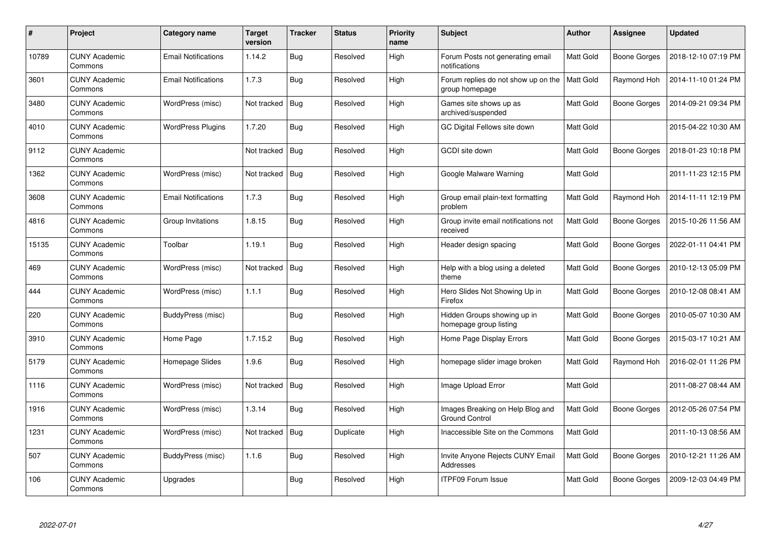| # | Project | Category name | Target version | Tracker | Status | Priority name | Subject | Author | Assignee | Updated |
|---|---|---|---|---|---|---|---|---|---|---|
| 10789 | CUNY Academic Commons | Email Notifications | 1.14.2 | Bug | Resolved | High | Forum Posts not generating email notifications | Matt Gold | Boone Gorges | 2018-12-10 07:19 PM |
| 3601 | CUNY Academic Commons | Email Notifications | 1.7.3 | Bug | Resolved | High | Forum replies do not show up on the group homepage | Matt Gold | Raymond Hoh | 2014-11-10 01:24 PM |
| 3480 | CUNY Academic Commons | WordPress (misc) | Not tracked | Bug | Resolved | High | Games site shows up as archived/suspended | Matt Gold | Boone Gorges | 2014-09-21 09:34 PM |
| 4010 | CUNY Academic Commons | WordPress Plugins | 1.7.20 | Bug | Resolved | High | GC Digital Fellows site down | Matt Gold | | 2015-04-22 10:30 AM |
| 9112 | CUNY Academic Commons | | Not tracked | Bug | Resolved | High | GCDI site down | Matt Gold | Boone Gorges | 2018-01-23 10:18 PM |
| 1362 | CUNY Academic Commons | WordPress (misc) | Not tracked | Bug | Resolved | High | Google Malware Warning | Matt Gold | | 2011-11-23 12:15 PM |
| 3608 | CUNY Academic Commons | Email Notifications | 1.7.3 | Bug | Resolved | High | Group email plain-text formatting problem | Matt Gold | Raymond Hoh | 2014-11-11 12:19 PM |
| 4816 | CUNY Academic Commons | Group Invitations | 1.8.15 | Bug | Resolved | High | Group invite email notifications not received | Matt Gold | Boone Gorges | 2015-10-26 11:56 AM |
| 15135 | CUNY Academic Commons | Toolbar | 1.19.1 | Bug | Resolved | High | Header design spacing | Matt Gold | Boone Gorges | 2022-01-11 04:41 PM |
| 469 | CUNY Academic Commons | WordPress (misc) | Not tracked | Bug | Resolved | High | Help with a blog using a deleted theme | Matt Gold | Boone Gorges | 2010-12-13 05:09 PM |
| 444 | CUNY Academic Commons | WordPress (misc) | 1.1.1 | Bug | Resolved | High | Hero Slides Not Showing Up in Firefox | Matt Gold | Boone Gorges | 2010-12-08 08:41 AM |
| 220 | CUNY Academic Commons | BuddyPress (misc) | | Bug | Resolved | High | Hidden Groups showing up in homepage group listing | Matt Gold | Boone Gorges | 2010-05-07 10:30 AM |
| 3910 | CUNY Academic Commons | Home Page | 1.7.15.2 | Bug | Resolved | High | Home Page Display Errors | Matt Gold | Boone Gorges | 2015-03-17 10:21 AM |
| 5179 | CUNY Academic Commons | Homepage Slides | 1.9.6 | Bug | Resolved | High | homepage slider image broken | Matt Gold | Raymond Hoh | 2016-02-01 11:26 PM |
| 1116 | CUNY Academic Commons | WordPress (misc) | Not tracked | Bug | Resolved | High | Image Upload Error | Matt Gold | | 2011-08-27 08:44 AM |
| 1916 | CUNY Academic Commons | WordPress (misc) | 1.3.14 | Bug | Resolved | High | Images Breaking on Help Blog and Ground Control | Matt Gold | Boone Gorges | 2012-05-26 07:54 PM |
| 1231 | CUNY Academic Commons | WordPress (misc) | Not tracked | Bug | Duplicate | High | Inaccessible Site on the Commons | Matt Gold | | 2011-10-13 08:56 AM |
| 507 | CUNY Academic Commons | BuddyPress (misc) | 1.1.6 | Bug | Resolved | High | Invite Anyone Rejects CUNY Email Addresses | Matt Gold | Boone Gorges | 2010-12-21 11:26 AM |
| 106 | CUNY Academic Commons | Upgrades | | Bug | Resolved | High | ITPF09 Forum Issue | Matt Gold | Boone Gorges | 2009-12-03 04:49 PM |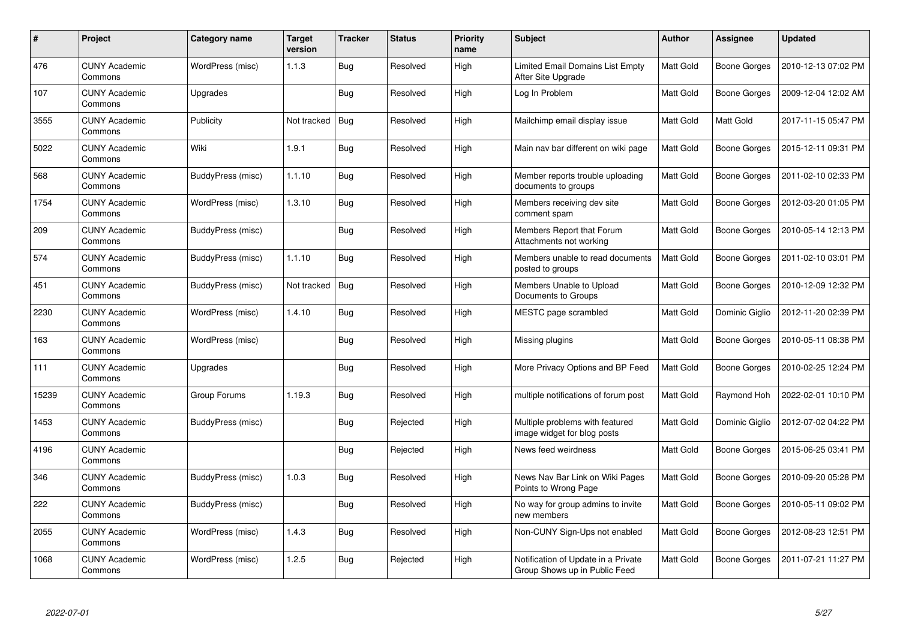| # | Project | Category name | Target version | Tracker | Status | Priority name | Subject | Author | Assignee | Updated |
|---|---|---|---|---|---|---|---|---|---|---|
| 476 | CUNY Academic Commons | WordPress (misc) | 1.1.3 | Bug | Resolved | High | Limited Email Domains List Empty After Site Upgrade | Matt Gold | Boone Gorges | 2010-12-13 07:02 PM |
| 107 | CUNY Academic Commons | Upgrades | | Bug | Resolved | High | Log In Problem | Matt Gold | Boone Gorges | 2009-12-04 12:02 AM |
| 3555 | CUNY Academic Commons | Publicity | Not tracked | Bug | Resolved | High | Mailchimp email display issue | Matt Gold | Matt Gold | 2017-11-15 05:47 PM |
| 5022 | CUNY Academic Commons | Wiki | 1.9.1 | Bug | Resolved | High | Main nav bar different on wiki page | Matt Gold | Boone Gorges | 2015-12-11 09:31 PM |
| 568 | CUNY Academic Commons | BuddyPress (misc) | 1.1.10 | Bug | Resolved | High | Member reports trouble uploading documents to groups | Matt Gold | Boone Gorges | 2011-02-10 02:33 PM |
| 1754 | CUNY Academic Commons | WordPress (misc) | 1.3.10 | Bug | Resolved | High | Members receiving dev site comment spam | Matt Gold | Boone Gorges | 2012-03-20 01:05 PM |
| 209 | CUNY Academic Commons | BuddyPress (misc) | | Bug | Resolved | High | Members Report that Forum Attachments not working | Matt Gold | Boone Gorges | 2010-05-14 12:13 PM |
| 574 | CUNY Academic Commons | BuddyPress (misc) | 1.1.10 | Bug | Resolved | High | Members unable to read documents posted to groups | Matt Gold | Boone Gorges | 2011-02-10 03:01 PM |
| 451 | CUNY Academic Commons | BuddyPress (misc) | Not tracked | Bug | Resolved | High | Members Unable to Upload Documents to Groups | Matt Gold | Boone Gorges | 2010-12-09 12:32 PM |
| 2230 | CUNY Academic Commons | WordPress (misc) | 1.4.10 | Bug | Resolved | High | MESTC page scrambled | Matt Gold | Dominic Giglio | 2012-11-20 02:39 PM |
| 163 | CUNY Academic Commons | WordPress (misc) | | Bug | Resolved | High | Missing plugins | Matt Gold | Boone Gorges | 2010-05-11 08:38 PM |
| 111 | CUNY Academic Commons | Upgrades | | Bug | Resolved | High | More Privacy Options and BP Feed | Matt Gold | Boone Gorges | 2010-02-25 12:24 PM |
| 15239 | CUNY Academic Commons | Group Forums | 1.19.3 | Bug | Resolved | High | multiple notifications of forum post | Matt Gold | Raymond Hoh | 2022-02-01 10:10 PM |
| 1453 | CUNY Academic Commons | BuddyPress (misc) | | Bug | Rejected | High | Multiple problems with featured image widget for blog posts | Matt Gold | Dominic Giglio | 2012-07-02 04:22 PM |
| 4196 | CUNY Academic Commons | | | Bug | Rejected | High | News feed weirdness | Matt Gold | Boone Gorges | 2015-06-25 03:41 PM |
| 346 | CUNY Academic Commons | BuddyPress (misc) | 1.0.3 | Bug | Resolved | High | News Nav Bar Link on Wiki Pages Points to Wrong Page | Matt Gold | Boone Gorges | 2010-09-20 05:28 PM |
| 222 | CUNY Academic Commons | BuddyPress (misc) | | Bug | Resolved | High | No way for group admins to invite new members | Matt Gold | Boone Gorges | 2010-05-11 09:02 PM |
| 2055 | CUNY Academic Commons | WordPress (misc) | 1.4.3 | Bug | Resolved | High | Non-CUNY Sign-Ups not enabled | Matt Gold | Boone Gorges | 2012-08-23 12:51 PM |
| 1068 | CUNY Academic Commons | WordPress (misc) | 1.2.5 | Bug | Rejected | High | Notification of Update in a Private Group Shows up in Public Feed | Matt Gold | Boone Gorges | 2011-07-21 11:27 PM |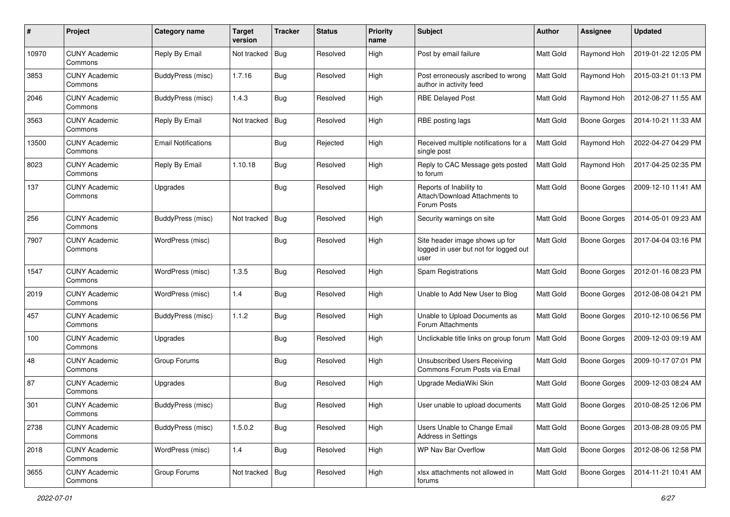| # | Project | Category name | Target version | Tracker | Status | Priority name | Subject | Author | Assignee | Updated |
|---|---|---|---|---|---|---|---|---|---|---|
| 10970 | CUNY Academic Commons | Reply By Email | Not tracked | Bug | Resolved | High | Post by email failure | Matt Gold | Raymond Hoh | 2019-01-22 12:05 PM |
| 3853 | CUNY Academic Commons | BuddyPress (misc) | 1.7.16 | Bug | Resolved | High | Post erroneously ascribed to wrong author in activity feed | Matt Gold | Raymond Hoh | 2015-03-21 01:13 PM |
| 2046 | CUNY Academic Commons | BuddyPress (misc) | 1.4.3 | Bug | Resolved | High | RBE Delayed Post | Matt Gold | Raymond Hoh | 2012-08-27 11:55 AM |
| 3563 | CUNY Academic Commons | Reply By Email | Not tracked | Bug | Resolved | High | RBE posting lags | Matt Gold | Boone Gorges | 2014-10-21 11:33 AM |
| 13500 | CUNY Academic Commons | Email Notifications | | Bug | Rejected | High | Received multiple notifications for a single post | Matt Gold | Raymond Hoh | 2022-04-27 04:29 PM |
| 8023 | CUNY Academic Commons | Reply By Email | 1.10.18 | Bug | Resolved | High | Reply to CAC Message gets posted to forum | Matt Gold | Raymond Hoh | 2017-04-25 02:35 PM |
| 137 | CUNY Academic Commons | Upgrades | | Bug | Resolved | High | Reports of Inability to Attach/Download Attachments to Forum Posts | Matt Gold | Boone Gorges | 2009-12-10 11:41 AM |
| 256 | CUNY Academic Commons | BuddyPress (misc) | Not tracked | Bug | Resolved | High | Security warnings on site | Matt Gold | Boone Gorges | 2014-05-01 09:23 AM |
| 7907 | CUNY Academic Commons | WordPress (misc) | | Bug | Resolved | High | Site header image shows up for logged in user but not for logged out user | Matt Gold | Boone Gorges | 2017-04-04 03:16 PM |
| 1547 | CUNY Academic Commons | WordPress (misc) | 1.3.5 | Bug | Resolved | High | Spam Registrations | Matt Gold | Boone Gorges | 2012-01-16 08:23 PM |
| 2019 | CUNY Academic Commons | WordPress (misc) | 1.4 | Bug | Resolved | High | Unable to Add New User to Blog | Matt Gold | Boone Gorges | 2012-08-08 04:21 PM |
| 457 | CUNY Academic Commons | BuddyPress (misc) | 1.1.2 | Bug | Resolved | High | Unable to Upload Documents as Forum Attachments | Matt Gold | Boone Gorges | 2010-12-10 06:56 PM |
| 100 | CUNY Academic Commons | Upgrades | | Bug | Resolved | High | Unclickable title links on group forum | Matt Gold | Boone Gorges | 2009-12-03 09:19 AM |
| 48 | CUNY Academic Commons | Group Forums | | Bug | Resolved | High | Unsubscribed Users Receiving Commons Forum Posts via Email | Matt Gold | Boone Gorges | 2009-10-17 07:01 PM |
| 87 | CUNY Academic Commons | Upgrades | | Bug | Resolved | High | Upgrade MediaWiki Skin | Matt Gold | Boone Gorges | 2009-12-03 08:24 AM |
| 301 | CUNY Academic Commons | BuddyPress (misc) | | Bug | Resolved | High | User unable to upload documents | Matt Gold | Boone Gorges | 2010-08-25 12:06 PM |
| 2738 | CUNY Academic Commons | BuddyPress (misc) | 1.5.0.2 | Bug | Resolved | High | Users Unable to Change Email Address in Settings | Matt Gold | Boone Gorges | 2013-08-28 09:05 PM |
| 2018 | CUNY Academic Commons | WordPress (misc) | 1.4 | Bug | Resolved | High | WP Nav Bar Overflow | Matt Gold | Boone Gorges | 2012-08-06 12:58 PM |
| 3655 | CUNY Academic Commons | Group Forums | Not tracked | Bug | Resolved | High | xlsx attachments not allowed in forums | Matt Gold | Boone Gorges | 2014-11-21 10:41 AM |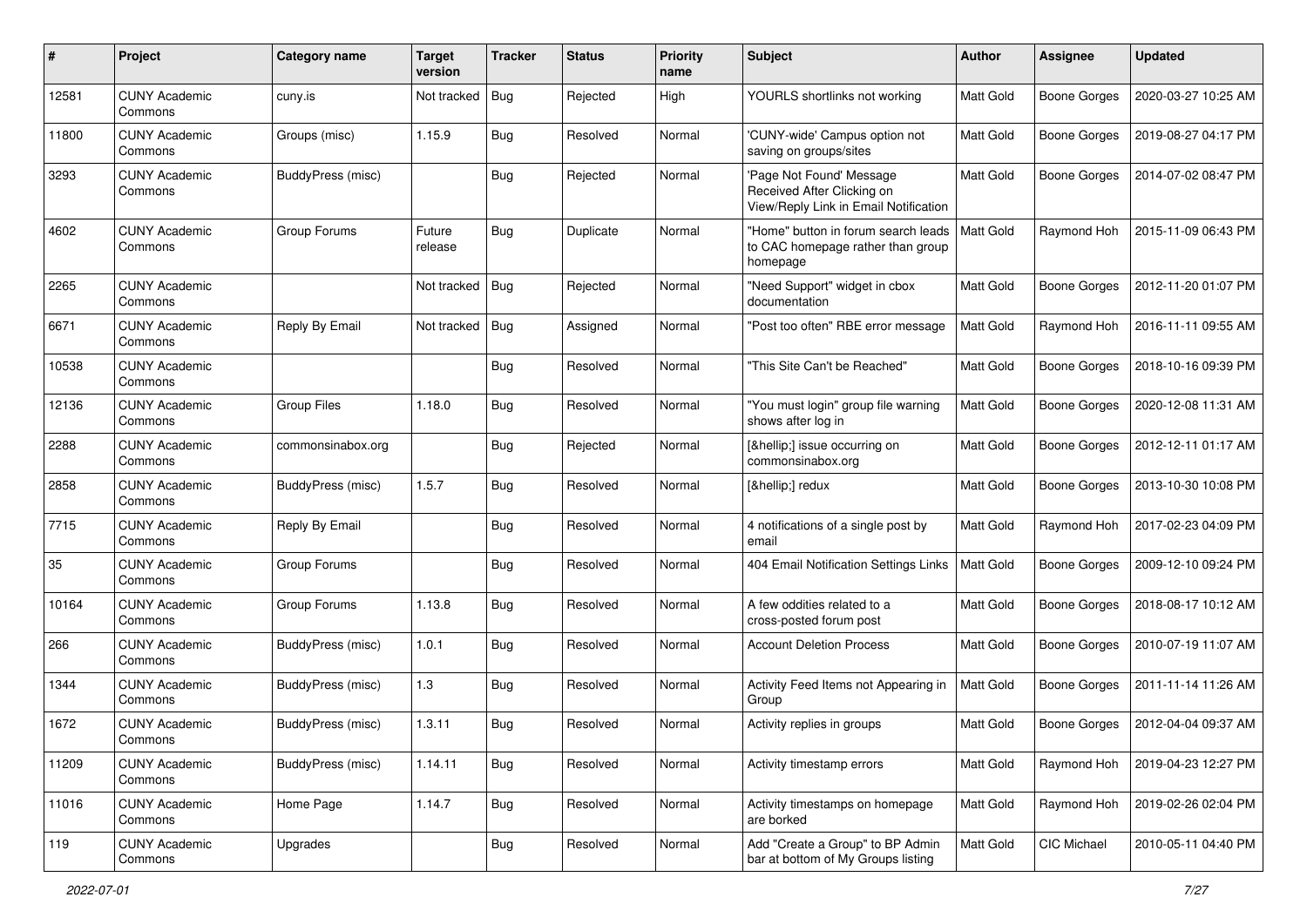| # | Project | Category name | Target version | Tracker | Status | Priority name | Subject | Author | Assignee | Updated |
|---|---|---|---|---|---|---|---|---|---|---|
| 12581 | CUNY Academic Commons | cuny.is | Not tracked | Bug | Rejected | High | YOURLS shortlinks not working | Matt Gold | Boone Gorges | 2020-03-27 10:25 AM |
| 11800 | CUNY Academic Commons | Groups (misc) | 1.15.9 | Bug | Resolved | Normal | 'CUNY-wide' Campus option not saving on groups/sites | Matt Gold | Boone Gorges | 2019-08-27 04:17 PM |
| 3293 | CUNY Academic Commons | BuddyPress (misc) | | Bug | Rejected | Normal | 'Page Not Found' Message Received After Clicking on View/Reply Link in Email Notification | Matt Gold | Boone Gorges | 2014-07-02 08:47 PM |
| 4602 | CUNY Academic Commons | Group Forums | Future release | Bug | Duplicate | Normal | "Home" button in forum search leads to CAC homepage rather than group homepage | Matt Gold | Raymond Hoh | 2015-11-09 06:43 PM |
| 2265 | CUNY Academic Commons | | Not tracked | Bug | Rejected | Normal | "Need Support" widget in cbox documentation | Matt Gold | Boone Gorges | 2012-11-20 01:07 PM |
| 6671 | CUNY Academic Commons | Reply By Email | Not tracked | Bug | Assigned | Normal | "Post too often" RBE error message | Matt Gold | Raymond Hoh | 2016-11-11 09:55 AM |
| 10538 | CUNY Academic Commons | | | Bug | Resolved | Normal | "This Site Can't be Reached" | Matt Gold | Boone Gorges | 2018-10-16 09:39 PM |
| 12136 | CUNY Academic Commons | Group Files | 1.18.0 | Bug | Resolved | Normal | "You must login" group file warning shows after log in | Matt Gold | Boone Gorges | 2020-12-08 11:31 AM |
| 2288 | CUNY Academic Commons | commonsinabox.org | | Bug | Rejected | Normal | [&hellip;] issue occurring on commonsinabox.org | Matt Gold | Boone Gorges | 2012-12-11 01:17 AM |
| 2858 | CUNY Academic Commons | BuddyPress (misc) | 1.5.7 | Bug | Resolved | Normal | [&hellip;] redux | Matt Gold | Boone Gorges | 2013-10-30 10:08 PM |
| 7715 | CUNY Academic Commons | Reply By Email | | Bug | Resolved | Normal | 4 notifications of a single post by email | Matt Gold | Raymond Hoh | 2017-02-23 04:09 PM |
| 35 | CUNY Academic Commons | Group Forums | | Bug | Resolved | Normal | 404 Email Notification Settings Links | Matt Gold | Boone Gorges | 2009-12-10 09:24 PM |
| 10164 | CUNY Academic Commons | Group Forums | 1.13.8 | Bug | Resolved | Normal | A few oddities related to a cross-posted forum post | Matt Gold | Boone Gorges | 2018-08-17 10:12 AM |
| 266 | CUNY Academic Commons | BuddyPress (misc) | 1.0.1 | Bug | Resolved | Normal | Account Deletion Process | Matt Gold | Boone Gorges | 2010-07-19 11:07 AM |
| 1344 | CUNY Academic Commons | BuddyPress (misc) | 1.3 | Bug | Resolved | Normal | Activity Feed Items not Appearing in Group | Matt Gold | Boone Gorges | 2011-11-14 11:26 AM |
| 1672 | CUNY Academic Commons | BuddyPress (misc) | 1.3.11 | Bug | Resolved | Normal | Activity replies in groups | Matt Gold | Boone Gorges | 2012-04-04 09:37 AM |
| 11209 | CUNY Academic Commons | BuddyPress (misc) | 1.14.11 | Bug | Resolved | Normal | Activity timestamp errors | Matt Gold | Raymond Hoh | 2019-04-23 12:27 PM |
| 11016 | CUNY Academic Commons | Home Page | 1.14.7 | Bug | Resolved | Normal | Activity timestamps on homepage are borked | Matt Gold | Raymond Hoh | 2019-02-26 02:04 PM |
| 119 | CUNY Academic Commons | Upgrades | | Bug | Resolved | Normal | Add "Create a Group" to BP Admin bar at bottom of My Groups listing | Matt Gold | CIC Michael | 2010-05-11 04:40 PM |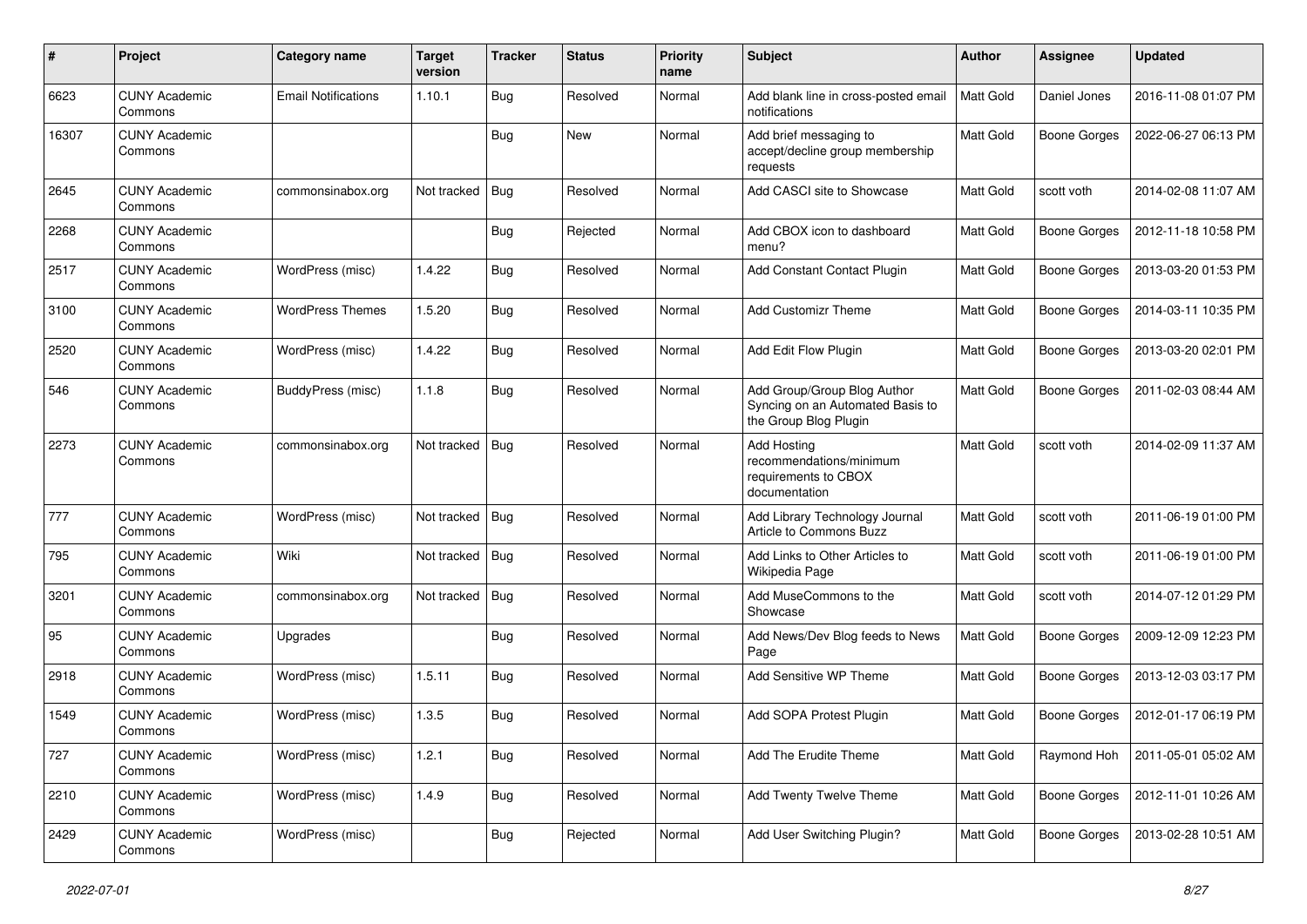| # | Project | Category name | Target version | Tracker | Status | Priority name | Subject | Author | Assignee | Updated |
|---|---|---|---|---|---|---|---|---|---|---|
| 6623 | CUNY Academic Commons | Email Notifications | 1.10.1 | Bug | Resolved | Normal | Add blank line in cross-posted email notifications | Matt Gold | Daniel Jones | 2016-11-08 01:07 PM |
| 16307 | CUNY Academic Commons | | | Bug | New | Normal | Add brief messaging to accept/decline group membership requests | Matt Gold | Boone Gorges | 2022-06-27 06:13 PM |
| 2645 | CUNY Academic Commons | commonsinabox.org | Not tracked | Bug | Resolved | Normal | Add CASCI site to Showcase | Matt Gold | scott voth | 2014-02-08 11:07 AM |
| 2268 | CUNY Academic Commons | | | Bug | Rejected | Normal | Add CBOX icon to dashboard menu? | Matt Gold | Boone Gorges | 2012-11-18 10:58 PM |
| 2517 | CUNY Academic Commons | WordPress (misc) | 1.4.22 | Bug | Resolved | Normal | Add Constant Contact Plugin | Matt Gold | Boone Gorges | 2013-03-20 01:53 PM |
| 3100 | CUNY Academic Commons | WordPress Themes | 1.5.20 | Bug | Resolved | Normal | Add Customizr Theme | Matt Gold | Boone Gorges | 2014-03-11 10:35 PM |
| 2520 | CUNY Academic Commons | WordPress (misc) | 1.4.22 | Bug | Resolved | Normal | Add Edit Flow Plugin | Matt Gold | Boone Gorges | 2013-03-20 02:01 PM |
| 546 | CUNY Academic Commons | BuddyPress (misc) | 1.1.8 | Bug | Resolved | Normal | Add Group/Group Blog Author Syncing on an Automated Basis to the Group Blog Plugin | Matt Gold | Boone Gorges | 2011-02-03 08:44 AM |
| 2273 | CUNY Academic Commons | commonsinabox.org | Not tracked | Bug | Resolved | Normal | Add Hosting recommendations/minimum requirements to CBOX documentation | Matt Gold | scott voth | 2014-02-09 11:37 AM |
| 777 | CUNY Academic Commons | WordPress (misc) | Not tracked | Bug | Resolved | Normal | Add Library Technology Journal Article to Commons Buzz | Matt Gold | scott voth | 2011-06-19 01:00 PM |
| 795 | CUNY Academic Commons | Wiki | Not tracked | Bug | Resolved | Normal | Add Links to Other Articles to Wikipedia Page | Matt Gold | scott voth | 2011-06-19 01:00 PM |
| 3201 | CUNY Academic Commons | commonsinabox.org | Not tracked | Bug | Resolved | Normal | Add MuseCommons to the Showcase | Matt Gold | scott voth | 2014-07-12 01:29 PM |
| 95 | CUNY Academic Commons | Upgrades | | Bug | Resolved | Normal | Add News/Dev Blog feeds to News Page | Matt Gold | Boone Gorges | 2009-12-09 12:23 PM |
| 2918 | CUNY Academic Commons | WordPress (misc) | 1.5.11 | Bug | Resolved | Normal | Add Sensitive WP Theme | Matt Gold | Boone Gorges | 2013-12-03 03:17 PM |
| 1549 | CUNY Academic Commons | WordPress (misc) | 1.3.5 | Bug | Resolved | Normal | Add SOPA Protest Plugin | Matt Gold | Boone Gorges | 2012-01-17 06:19 PM |
| 727 | CUNY Academic Commons | WordPress (misc) | 1.2.1 | Bug | Resolved | Normal | Add The Erudite Theme | Matt Gold | Raymond Hoh | 2011-05-01 05:02 AM |
| 2210 | CUNY Academic Commons | WordPress (misc) | 1.4.9 | Bug | Resolved | Normal | Add Twenty Twelve Theme | Matt Gold | Boone Gorges | 2012-11-01 10:26 AM |
| 2429 | CUNY Academic Commons | WordPress (misc) | | Bug | Rejected | Normal | Add User Switching Plugin? | Matt Gold | Boone Gorges | 2013-02-28 10:51 AM |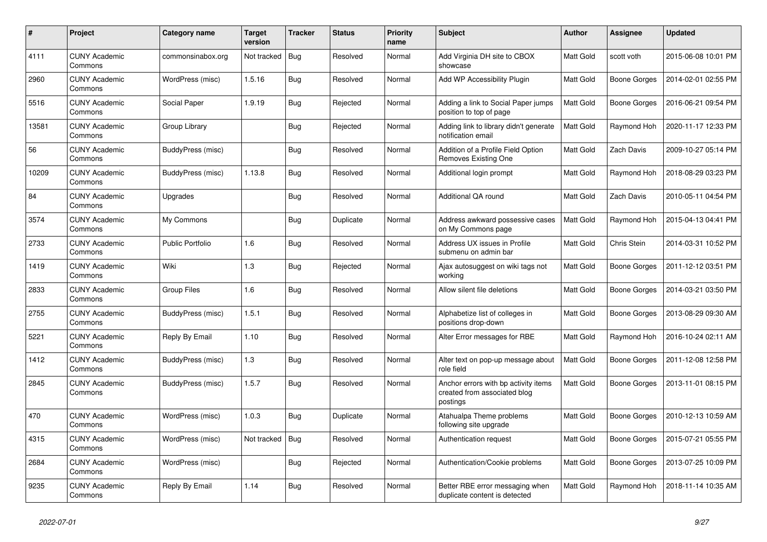| # | Project | Category name | Target version | Tracker | Status | Priority name | Subject | Author | Assignee | Updated |
|---|---|---|---|---|---|---|---|---|---|---|
| 4111 | CUNY Academic Commons | commonsinabox.org | Not tracked | Bug | Resolved | Normal | Add Virginia DH site to CBOX showcase | Matt Gold | scott voth | 2015-06-08 10:01 PM |
| 2960 | CUNY Academic Commons | WordPress (misc) | 1.5.16 | Bug | Resolved | Normal | Add WP Accessibility Plugin | Matt Gold | Boone Gorges | 2014-02-01 02:55 PM |
| 5516 | CUNY Academic Commons | Social Paper | 1.9.19 | Bug | Rejected | Normal | Adding a link to Social Paper jumps position to top of page | Matt Gold | Boone Gorges | 2016-06-21 09:54 PM |
| 13581 | CUNY Academic Commons | Group Library | | Bug | Rejected | Normal | Adding link to library didn't generate notification email | Matt Gold | Raymond Hoh | 2020-11-17 12:33 PM |
| 56 | CUNY Academic Commons | BuddyPress (misc) | | Bug | Resolved | Normal | Addition of a Profile Field Option Removes Existing One | Matt Gold | Zach Davis | 2009-10-27 05:14 PM |
| 10209 | CUNY Academic Commons | BuddyPress (misc) | 1.13.8 | Bug | Resolved | Normal | Additional login prompt | Matt Gold | Raymond Hoh | 2018-08-29 03:23 PM |
| 84 | CUNY Academic Commons | Upgrades | | Bug | Resolved | Normal | Additional QA round | Matt Gold | Zach Davis | 2010-05-11 04:54 PM |
| 3574 | CUNY Academic Commons | My Commons | | Bug | Duplicate | Normal | Address awkward possessive cases on My Commons page | Matt Gold | Raymond Hoh | 2015-04-13 04:41 PM |
| 2733 | CUNY Academic Commons | Public Portfolio | 1.6 | Bug | Resolved | Normal | Address UX issues in Profile submenu on admin bar | Matt Gold | Chris Stein | 2014-03-31 10:52 PM |
| 1419 | CUNY Academic Commons | Wiki | 1.3 | Bug | Rejected | Normal | Ajax autosuggest on wiki tags not working | Matt Gold | Boone Gorges | 2011-12-12 03:51 PM |
| 2833 | CUNY Academic Commons | Group Files | 1.6 | Bug | Resolved | Normal | Allow silent file deletions | Matt Gold | Boone Gorges | 2014-03-21 03:50 PM |
| 2755 | CUNY Academic Commons | BuddyPress (misc) | 1.5.1 | Bug | Resolved | Normal | Alphabetize list of colleges in positions drop-down | Matt Gold | Boone Gorges | 2013-08-29 09:30 AM |
| 5221 | CUNY Academic Commons | Reply By Email | 1.10 | Bug | Resolved | Normal | Alter Error messages for RBE | Matt Gold | Raymond Hoh | 2016-10-24 02:11 AM |
| 1412 | CUNY Academic Commons | BuddyPress (misc) | 1.3 | Bug | Resolved | Normal | Alter text on pop-up message about role field | Matt Gold | Boone Gorges | 2011-12-08 12:58 PM |
| 2845 | CUNY Academic Commons | BuddyPress (misc) | 1.5.7 | Bug | Resolved | Normal | Anchor errors with bp activity items created from associated blog postings | Matt Gold | Boone Gorges | 2013-11-01 08:15 PM |
| 470 | CUNY Academic Commons | WordPress (misc) | 1.0.3 | Bug | Duplicate | Normal | Atahualpa Theme problems following site upgrade | Matt Gold | Boone Gorges | 2010-12-13 10:59 AM |
| 4315 | CUNY Academic Commons | WordPress (misc) | Not tracked | Bug | Resolved | Normal | Authentication request | Matt Gold | Boone Gorges | 2015-07-21 05:55 PM |
| 2684 | CUNY Academic Commons | WordPress (misc) | | Bug | Rejected | Normal | Authentication/Cookie problems | Matt Gold | Boone Gorges | 2013-07-25 10:09 PM |
| 9235 | CUNY Academic Commons | Reply By Email | 1.14 | Bug | Resolved | Normal | Better RBE error messaging when duplicate content is detected | Matt Gold | Raymond Hoh | 2018-11-14 10:35 AM |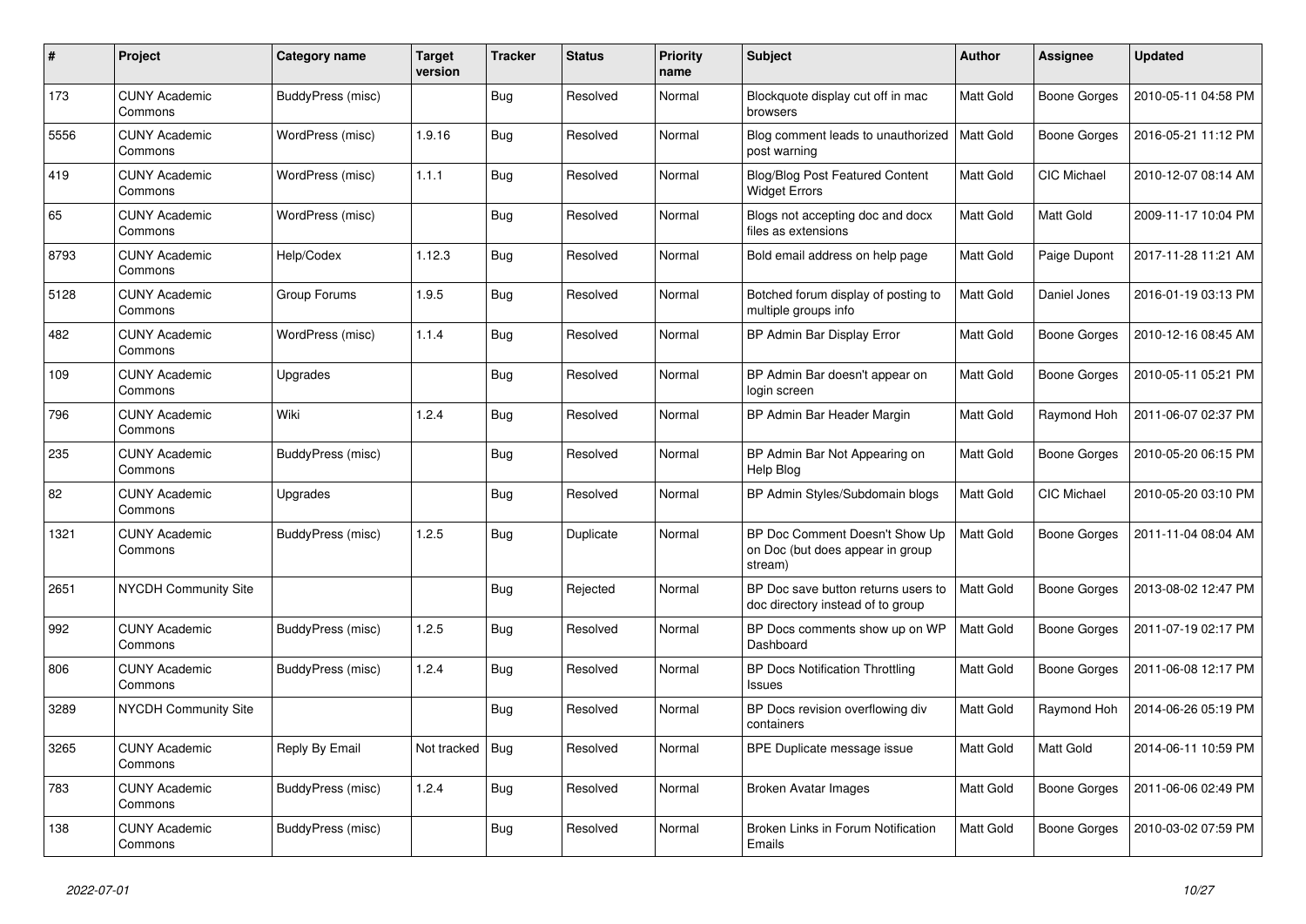| # | Project | Category name | Target version | Tracker | Status | Priority name | Subject | Author | Assignee | Updated |
|---|---|---|---|---|---|---|---|---|---|---|
| 173 | CUNY Academic Commons | BuddyPress (misc) | | Bug | Resolved | Normal | Blockquote display cut off in mac browsers | Matt Gold | Boone Gorges | 2010-05-11 04:58 PM |
| 5556 | CUNY Academic Commons | WordPress (misc) | 1.9.16 | Bug | Resolved | Normal | Blog comment leads to unauthorized post warning | Matt Gold | Boone Gorges | 2016-05-21 11:12 PM |
| 419 | CUNY Academic Commons | WordPress (misc) | 1.1.1 | Bug | Resolved | Normal | Blog/Blog Post Featured Content Widget Errors | Matt Gold | CIC Michael | 2010-12-07 08:14 AM |
| 65 | CUNY Academic Commons | WordPress (misc) | | Bug | Resolved | Normal | Blogs not accepting doc and docx files as extensions | Matt Gold | Matt Gold | 2009-11-17 10:04 PM |
| 8793 | CUNY Academic Commons | Help/Codex | 1.12.3 | Bug | Resolved | Normal | Bold email address on help page | Matt Gold | Paige Dupont | 2017-11-28 11:21 AM |
| 5128 | CUNY Academic Commons | Group Forums | 1.9.5 | Bug | Resolved | Normal | Botched forum display of posting to multiple groups info | Matt Gold | Daniel Jones | 2016-01-19 03:13 PM |
| 482 | CUNY Academic Commons | WordPress (misc) | 1.1.4 | Bug | Resolved | Normal | BP Admin Bar Display Error | Matt Gold | Boone Gorges | 2010-12-16 08:45 AM |
| 109 | CUNY Academic Commons | Upgrades | | Bug | Resolved | Normal | BP Admin Bar doesn't appear on login screen | Matt Gold | Boone Gorges | 2010-05-11 05:21 PM |
| 796 | CUNY Academic Commons | Wiki | 1.2.4 | Bug | Resolved | Normal | BP Admin Bar Header Margin | Matt Gold | Raymond Hoh | 2011-06-07 02:37 PM |
| 235 | CUNY Academic Commons | BuddyPress (misc) | | Bug | Resolved | Normal | BP Admin Bar Not Appearing on Help Blog | Matt Gold | Boone Gorges | 2010-05-20 06:15 PM |
| 82 | CUNY Academic Commons | Upgrades | | Bug | Resolved | Normal | BP Admin Styles/Subdomain blogs | Matt Gold | CIC Michael | 2010-05-20 03:10 PM |
| 1321 | CUNY Academic Commons | BuddyPress (misc) | 1.2.5 | Bug | Duplicate | Normal | BP Doc Comment Doesn't Show Up on Doc (but does appear in group stream) | Matt Gold | Boone Gorges | 2011-11-04 08:04 AM |
| 2651 | NYCDH Community Site | | | Bug | Rejected | Normal | BP Doc save button returns users to doc directory instead of to group | Matt Gold | Boone Gorges | 2013-08-02 12:47 PM |
| 992 | CUNY Academic Commons | BuddyPress (misc) | 1.2.5 | Bug | Resolved | Normal | BP Docs comments show up on WP Dashboard | Matt Gold | Boone Gorges | 2011-07-19 02:17 PM |
| 806 | CUNY Academic Commons | BuddyPress (misc) | 1.2.4 | Bug | Resolved | Normal | BP Docs Notification Throttling Issues | Matt Gold | Boone Gorges | 2011-06-08 12:17 PM |
| 3289 | NYCDH Community Site | | | Bug | Resolved | Normal | BP Docs revision overflowing div containers | Matt Gold | Raymond Hoh | 2014-06-26 05:19 PM |
| 3265 | CUNY Academic Commons | Reply By Email | Not tracked | Bug | Resolved | Normal | BPE Duplicate message issue | Matt Gold | Matt Gold | 2014-06-11 10:59 PM |
| 783 | CUNY Academic Commons | BuddyPress (misc) | 1.2.4 | Bug | Resolved | Normal | Broken Avatar Images | Matt Gold | Boone Gorges | 2011-06-06 02:49 PM |
| 138 | CUNY Academic Commons | BuddyPress (misc) | | Bug | Resolved | Normal | Broken Links in Forum Notification Emails | Matt Gold | Boone Gorges | 2010-03-02 07:59 PM |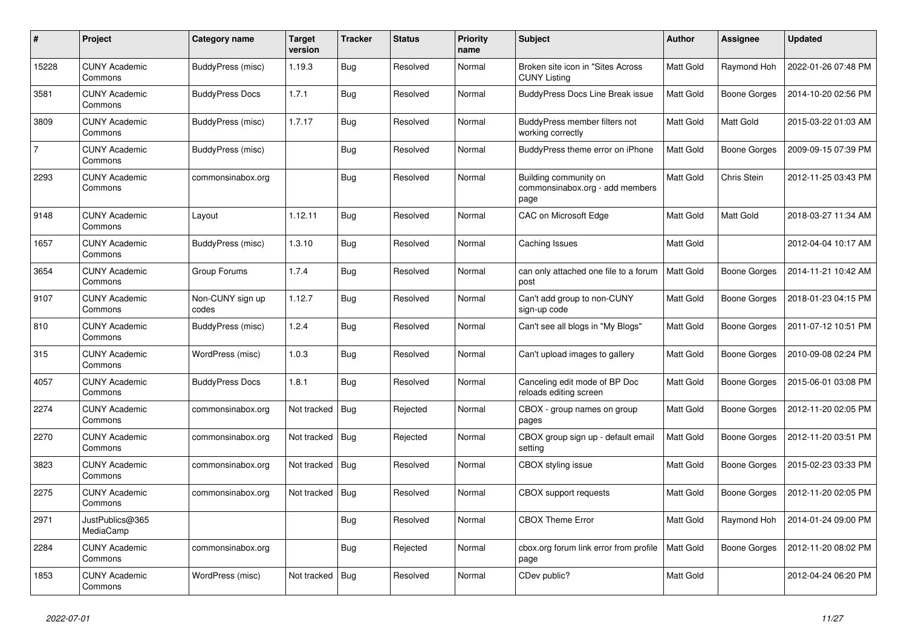| # | Project | Category name | Target version | Tracker | Status | Priority name | Subject | Author | Assignee | Updated |
|---|---|---|---|---|---|---|---|---|---|---|
| 15228 | CUNY Academic Commons | BuddyPress (misc) | 1.19.3 | Bug | Resolved | Normal | Broken site icon in "Sites Across CUNY Listing | Matt Gold | Raymond Hoh | 2022-01-26 07:48 PM |
| 3581 | CUNY Academic Commons | BuddyPress Docs | 1.7.1 | Bug | Resolved | Normal | BuddyPress Docs Line Break issue | Matt Gold | Boone Gorges | 2014-10-20 02:56 PM |
| 3809 | CUNY Academic Commons | BuddyPress (misc) | 1.7.17 | Bug | Resolved | Normal | BuddyPress member filters not working correctly | Matt Gold | Matt Gold | 2015-03-22 01:03 AM |
| 7 | CUNY Academic Commons | BuddyPress (misc) | | Bug | Resolved | Normal | BuddyPress theme error on iPhone | Matt Gold | Boone Gorges | 2009-09-15 07:39 PM |
| 2293 | CUNY Academic Commons | commonsinabox.org | | Bug | Resolved | Normal | Building community on commonsinabox.org - add members page | Matt Gold | Chris Stein | 2012-11-25 03:43 PM |
| 9148 | CUNY Academic Commons | Layout | 1.12.11 | Bug | Resolved | Normal | CAC on Microsoft Edge | Matt Gold | Matt Gold | 2018-03-27 11:34 AM |
| 1657 | CUNY Academic Commons | BuddyPress (misc) | 1.3.10 | Bug | Resolved | Normal | Caching Issues | Matt Gold | | 2012-04-04 10:17 AM |
| 3654 | CUNY Academic Commons | Group Forums | 1.7.4 | Bug | Resolved | Normal | can only attached one file to a forum post | Matt Gold | Boone Gorges | 2014-11-21 10:42 AM |
| 9107 | CUNY Academic Commons | Non-CUNY sign up codes | 1.12.7 | Bug | Resolved | Normal | Can't add group to non-CUNY sign-up code | Matt Gold | Boone Gorges | 2018-01-23 04:15 PM |
| 810 | CUNY Academic Commons | BuddyPress (misc) | 1.2.4 | Bug | Resolved | Normal | Can't see all blogs in "My Blogs" | Matt Gold | Boone Gorges | 2011-07-12 10:51 PM |
| 315 | CUNY Academic Commons | WordPress (misc) | 1.0.3 | Bug | Resolved | Normal | Can't upload images to gallery | Matt Gold | Boone Gorges | 2010-09-08 02:24 PM |
| 4057 | CUNY Academic Commons | BuddyPress Docs | 1.8.1 | Bug | Resolved | Normal | Canceling edit mode of BP Doc reloads editing screen | Matt Gold | Boone Gorges | 2015-06-01 03:08 PM |
| 2274 | CUNY Academic Commons | commonsinabox.org | Not tracked | Bug | Rejected | Normal | CBOX - group names on group pages | Matt Gold | Boone Gorges | 2012-11-20 02:05 PM |
| 2270 | CUNY Academic Commons | commonsinabox.org | Not tracked | Bug | Rejected | Normal | CBOX group sign up - default email setting | Matt Gold | Boone Gorges | 2012-11-20 03:51 PM |
| 3823 | CUNY Academic Commons | commonsinabox.org | Not tracked | Bug | Resolved | Normal | CBOX styling issue | Matt Gold | Boone Gorges | 2015-02-23 03:33 PM |
| 2275 | CUNY Academic Commons | commonsinabox.org | Not tracked | Bug | Resolved | Normal | CBOX support requests | Matt Gold | Boone Gorges | 2012-11-20 02:05 PM |
| 2971 | JustPublics@365 MediaCamp | | | Bug | Resolved | Normal | CBOX Theme Error | Matt Gold | Raymond Hoh | 2014-01-24 09:00 PM |
| 2284 | CUNY Academic Commons | commonsinabox.org | | Bug | Rejected | Normal | cbox.org forum link error from profile page | Matt Gold | Boone Gorges | 2012-11-20 08:02 PM |
| 1853 | CUNY Academic Commons | WordPress (misc) | Not tracked | Bug | Resolved | Normal | CDev public? | Matt Gold | | 2012-04-24 06:20 PM |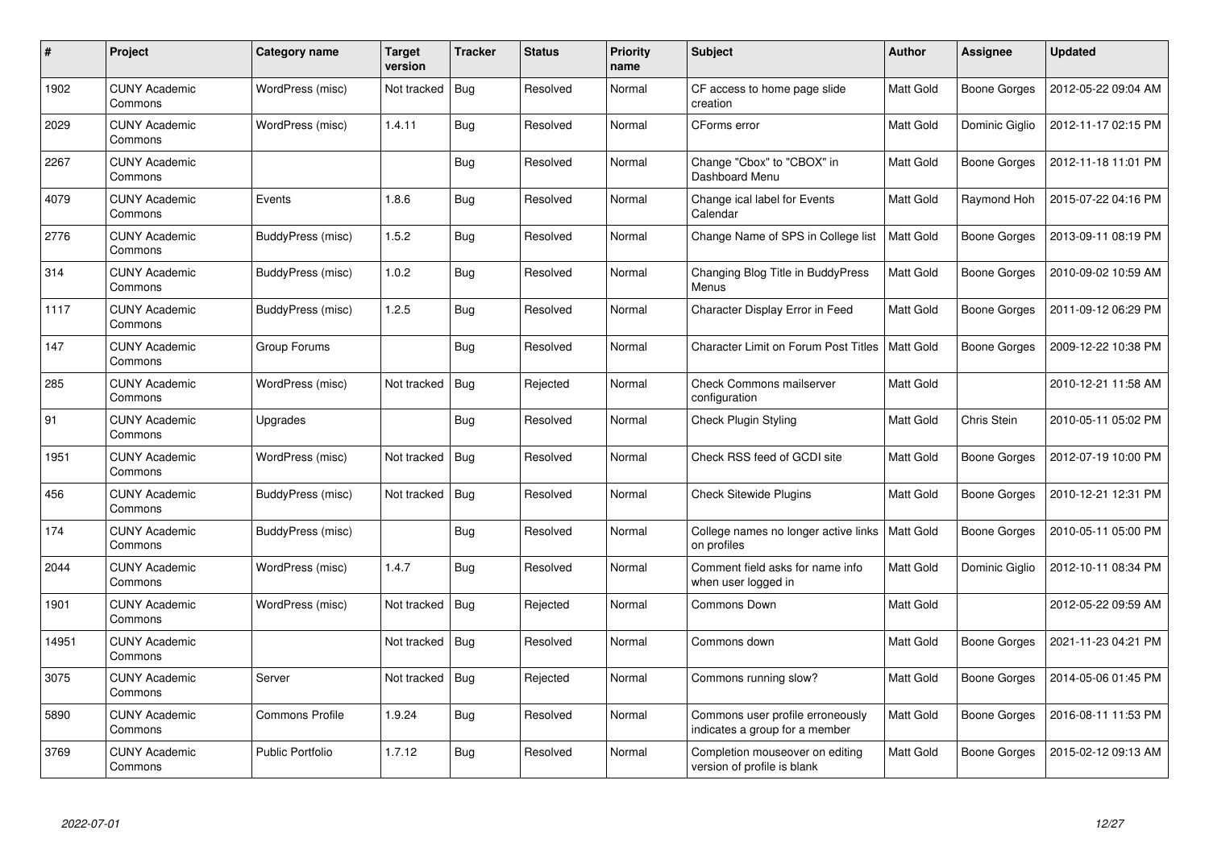| # | Project | Category name | Target version | Tracker | Status | Priority name | Subject | Author | Assignee | Updated |
|---|---|---|---|---|---|---|---|---|---|---|
| 1902 | CUNY Academic Commons | WordPress (misc) | Not tracked | Bug | Resolved | Normal | CF access to home page slide creation | Matt Gold | Boone Gorges | 2012-05-22 09:04 AM |
| 2029 | CUNY Academic Commons | WordPress (misc) | 1.4.11 | Bug | Resolved | Normal | CForms error | Matt Gold | Dominic Giglio | 2012-11-17 02:15 PM |
| 2267 | CUNY Academic Commons | | | Bug | Resolved | Normal | Change "Cbox" to "CBOX" in Dashboard Menu | Matt Gold | Boone Gorges | 2012-11-18 11:01 PM |
| 4079 | CUNY Academic Commons | Events | 1.8.6 | Bug | Resolved | Normal | Change ical label for Events Calendar | Matt Gold | Raymond Hoh | 2015-07-22 04:16 PM |
| 2776 | CUNY Academic Commons | BuddyPress (misc) | 1.5.2 | Bug | Resolved | Normal | Change Name of SPS in College list | Matt Gold | Boone Gorges | 2013-09-11 08:19 PM |
| 314 | CUNY Academic Commons | BuddyPress (misc) | 1.0.2 | Bug | Resolved | Normal | Changing Blog Title in BuddyPress Menus | Matt Gold | Boone Gorges | 2010-09-02 10:59 AM |
| 1117 | CUNY Academic Commons | BuddyPress (misc) | 1.2.5 | Bug | Resolved | Normal | Character Display Error in Feed | Matt Gold | Boone Gorges | 2011-09-12 06:29 PM |
| 147 | CUNY Academic Commons | Group Forums | | Bug | Resolved | Normal | Character Limit on Forum Post Titles | Matt Gold | Boone Gorges | 2009-12-22 10:38 PM |
| 285 | CUNY Academic Commons | WordPress (misc) | Not tracked | Bug | Rejected | Normal | Check Commons mailserver configuration | Matt Gold | | 2010-12-21 11:58 AM |
| 91 | CUNY Academic Commons | Upgrades | | Bug | Resolved | Normal | Check Plugin Styling | Matt Gold | Chris Stein | 2010-05-11 05:02 PM |
| 1951 | CUNY Academic Commons | WordPress (misc) | Not tracked | Bug | Resolved | Normal | Check RSS feed of GCDI site | Matt Gold | Boone Gorges | 2012-07-19 10:00 PM |
| 456 | CUNY Academic Commons | BuddyPress (misc) | Not tracked | Bug | Resolved | Normal | Check Sitewide Plugins | Matt Gold | Boone Gorges | 2010-12-21 12:31 PM |
| 174 | CUNY Academic Commons | BuddyPress (misc) | | Bug | Resolved | Normal | College names no longer active links on profiles | Matt Gold | Boone Gorges | 2010-05-11 05:00 PM |
| 2044 | CUNY Academic Commons | WordPress (misc) | 1.4.7 | Bug | Resolved | Normal | Comment field asks for name info when user logged in | Matt Gold | Dominic Giglio | 2012-10-11 08:34 PM |
| 1901 | CUNY Academic Commons | WordPress (misc) | Not tracked | Bug | Rejected | Normal | Commons Down | Matt Gold | | 2012-05-22 09:59 AM |
| 14951 | CUNY Academic Commons | | Not tracked | Bug | Resolved | Normal | Commons down | Matt Gold | Boone Gorges | 2021-11-23 04:21 PM |
| 3075 | CUNY Academic Commons | Server | Not tracked | Bug | Rejected | Normal | Commons running slow? | Matt Gold | Boone Gorges | 2014-05-06 01:45 PM |
| 5890 | CUNY Academic Commons | Commons Profile | 1.9.24 | Bug | Resolved | Normal | Commons user profile erroneously indicates a group for a member | Matt Gold | Boone Gorges | 2016-08-11 11:53 PM |
| 3769 | CUNY Academic Commons | Public Portfolio | 1.7.12 | Bug | Resolved | Normal | Completion mouseover on editing version of profile is blank | Matt Gold | Boone Gorges | 2015-02-12 09:13 AM |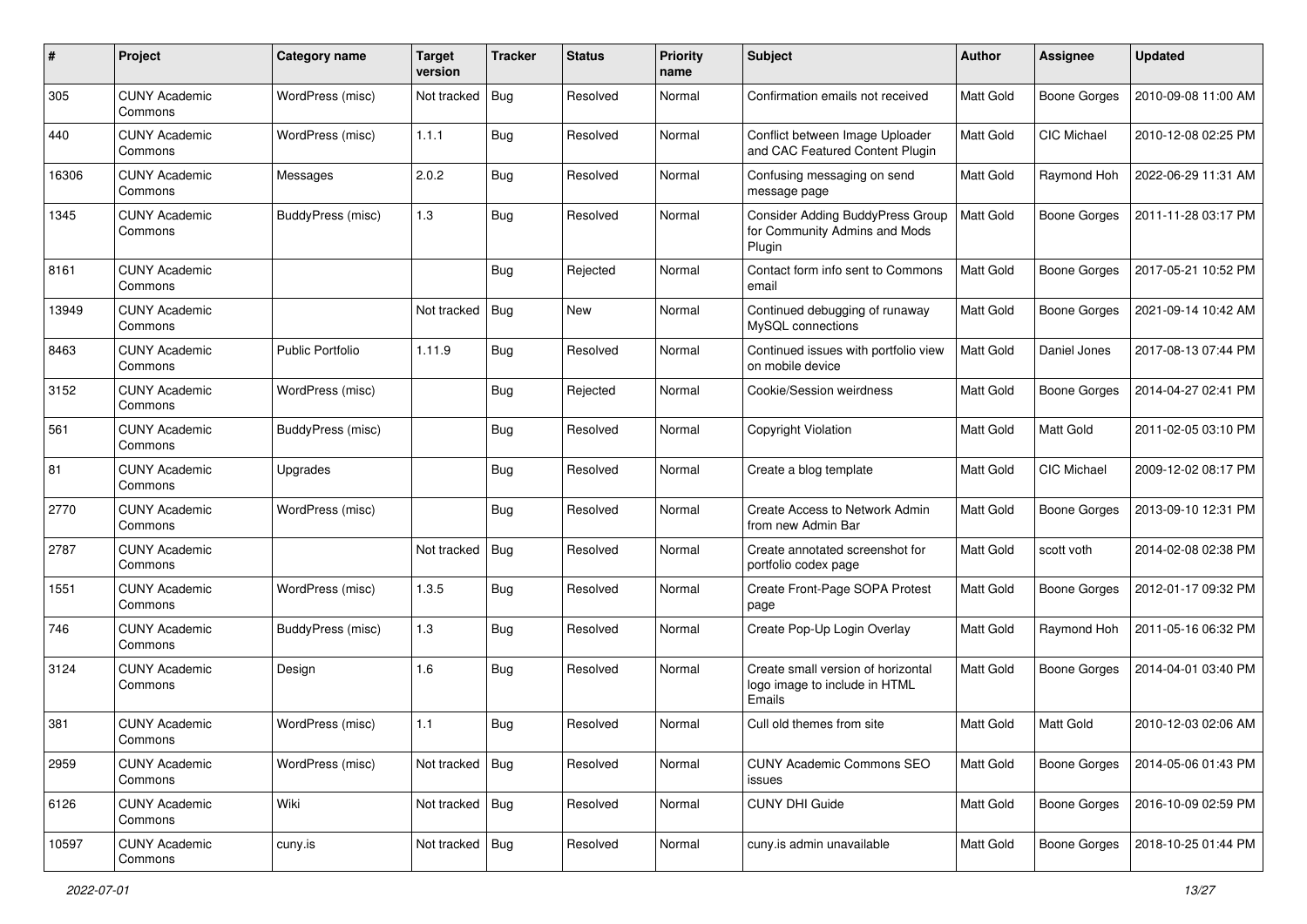| # | Project | Category name | Target version | Tracker | Status | Priority name | Subject | Author | Assignee | Updated |
|---|---|---|---|---|---|---|---|---|---|---|
| 305 | CUNY Academic Commons | WordPress (misc) | Not tracked | Bug | Resolved | Normal | Confirmation emails not received | Matt Gold | Boone Gorges | 2010-09-08 11:00 AM |
| 440 | CUNY Academic Commons | WordPress (misc) | 1.1.1 | Bug | Resolved | Normal | Conflict between Image Uploader and CAC Featured Content Plugin | Matt Gold | CIC Michael | 2010-12-08 02:25 PM |
| 16306 | CUNY Academic Commons | Messages | 2.0.2 | Bug | Resolved | Normal | Confusing messaging on send message page | Matt Gold | Raymond Hoh | 2022-06-29 11:31 AM |
| 1345 | CUNY Academic Commons | BuddyPress (misc) | 1.3 | Bug | Resolved | Normal | Consider Adding BuddyPress Group for Community Admins and Mods Plugin | Matt Gold | Boone Gorges | 2011-11-28 03:17 PM |
| 8161 | CUNY Academic Commons | | | Bug | Rejected | Normal | Contact form info sent to Commons email | Matt Gold | Boone Gorges | 2017-05-21 10:52 PM |
| 13949 | CUNY Academic Commons | | Not tracked | Bug | New | Normal | Continued debugging of runaway MySQL connections | Matt Gold | Boone Gorges | 2021-09-14 10:42 AM |
| 8463 | CUNY Academic Commons | Public Portfolio | 1.11.9 | Bug | Resolved | Normal | Continued issues with portfolio view on mobile device | Matt Gold | Daniel Jones | 2017-08-13 07:44 PM |
| 3152 | CUNY Academic Commons | WordPress (misc) | | Bug | Rejected | Normal | Cookie/Session weirdness | Matt Gold | Boone Gorges | 2014-04-27 02:41 PM |
| 561 | CUNY Academic Commons | BuddyPress (misc) | | Bug | Resolved | Normal | Copyright Violation | Matt Gold | Matt Gold | 2011-02-05 03:10 PM |
| 81 | CUNY Academic Commons | Upgrades | | Bug | Resolved | Normal | Create a blog template | Matt Gold | CIC Michael | 2009-12-02 08:17 PM |
| 2770 | CUNY Academic Commons | WordPress (misc) | | Bug | Resolved | Normal | Create Access to Network Admin from new Admin Bar | Matt Gold | Boone Gorges | 2013-09-10 12:31 PM |
| 2787 | CUNY Academic Commons | | Not tracked | Bug | Resolved | Normal | Create annotated screenshot for portfolio codex page | Matt Gold | scott voth | 2014-02-08 02:38 PM |
| 1551 | CUNY Academic Commons | WordPress (misc) | 1.3.5 | Bug | Resolved | Normal | Create Front-Page SOPA Protest page | Matt Gold | Boone Gorges | 2012-01-17 09:32 PM |
| 746 | CUNY Academic Commons | BuddyPress (misc) | 1.3 | Bug | Resolved | Normal | Create Pop-Up Login Overlay | Matt Gold | Raymond Hoh | 2011-05-16 06:32 PM |
| 3124 | CUNY Academic Commons | Design | 1.6 | Bug | Resolved | Normal | Create small version of horizontal logo image to include in HTML Emails | Matt Gold | Boone Gorges | 2014-04-01 03:40 PM |
| 381 | CUNY Academic Commons | WordPress (misc) | 1.1 | Bug | Resolved | Normal | Cull old themes from site | Matt Gold | Matt Gold | 2010-12-03 02:06 AM |
| 2959 | CUNY Academic Commons | WordPress (misc) | Not tracked | Bug | Resolved | Normal | CUNY Academic Commons SEO issues | Matt Gold | Boone Gorges | 2014-05-06 01:43 PM |
| 6126 | CUNY Academic Commons | Wiki | Not tracked | Bug | Resolved | Normal | CUNY DHI Guide | Matt Gold | Boone Gorges | 2016-10-09 02:59 PM |
| 10597 | CUNY Academic Commons | cuny.is | Not tracked | Bug | Resolved | Normal | cuny.is admin unavailable | Matt Gold | Boone Gorges | 2018-10-25 01:44 PM |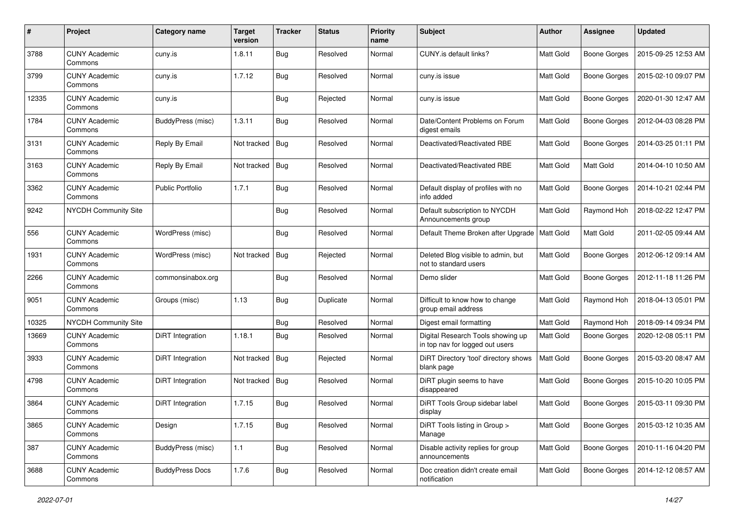| # | Project | Category name | Target version | Tracker | Status | Priority name | Subject | Author | Assignee | Updated |
|---|---|---|---|---|---|---|---|---|---|---|
| 3788 | CUNY Academic Commons | cuny.is | 1.8.11 | Bug | Resolved | Normal | CUNY.is default links? | Matt Gold | Boone Gorges | 2015-09-25 12:53 AM |
| 3799 | CUNY Academic Commons | cuny.is | 1.7.12 | Bug | Resolved | Normal | cuny.is issue | Matt Gold | Boone Gorges | 2015-02-10 09:07 PM |
| 12335 | CUNY Academic Commons | cuny.is | | Bug | Rejected | Normal | cuny.is issue | Matt Gold | Boone Gorges | 2020-01-30 12:47 AM |
| 1784 | CUNY Academic Commons | BuddyPress (misc) | 1.3.11 | Bug | Resolved | Normal | Date/Content Problems on Forum digest emails | Matt Gold | Boone Gorges | 2012-04-03 08:28 PM |
| 3131 | CUNY Academic Commons | Reply By Email | Not tracked | Bug | Resolved | Normal | Deactivated/Reactivated RBE | Matt Gold | Boone Gorges | 2014-03-25 01:11 PM |
| 3163 | CUNY Academic Commons | Reply By Email | Not tracked | Bug | Resolved | Normal | Deactivated/Reactivated RBE | Matt Gold | Matt Gold | 2014-04-10 10:50 AM |
| 3362 | CUNY Academic Commons | Public Portfolio | 1.7.1 | Bug | Resolved | Normal | Default display of profiles with no info added | Matt Gold | Boone Gorges | 2014-10-21 02:44 PM |
| 9242 | NYCDH Community Site | | | Bug | Resolved | Normal | Default subscription to NYCDH Announcements group | Matt Gold | Raymond Hoh | 2018-02-22 12:47 PM |
| 556 | CUNY Academic Commons | WordPress (misc) | | Bug | Resolved | Normal | Default Theme Broken after Upgrade | Matt Gold | Matt Gold | 2011-02-05 09:44 AM |
| 1931 | CUNY Academic Commons | WordPress (misc) | Not tracked | Bug | Rejected | Normal | Deleted Blog visible to admin, but not to standard users | Matt Gold | Boone Gorges | 2012-06-12 09:14 AM |
| 2266 | CUNY Academic Commons | commonsinabox.org | | Bug | Resolved | Normal | Demo slider | Matt Gold | Boone Gorges | 2012-11-18 11:26 PM |
| 9051 | CUNY Academic Commons | Groups (misc) | 1.13 | Bug | Duplicate | Normal | Difficult to know how to change group email address | Matt Gold | Raymond Hoh | 2018-04-13 05:01 PM |
| 10325 | NYCDH Community Site | | | Bug | Resolved | Normal | Digest email formatting | Matt Gold | Raymond Hoh | 2018-09-14 09:34 PM |
| 13669 | CUNY Academic Commons | DiRT Integration | 1.18.1 | Bug | Resolved | Normal | Digital Research Tools showing up in top nav for logged out users | Matt Gold | Boone Gorges | 2020-12-08 05:11 PM |
| 3933 | CUNY Academic Commons | DiRT Integration | Not tracked | Bug | Rejected | Normal | DiRT Directory 'tool' directory shows blank page | Matt Gold | Boone Gorges | 2015-03-20 08:47 AM |
| 4798 | CUNY Academic Commons | DiRT Integration | Not tracked | Bug | Resolved | Normal | DiRT plugin seems to have disappeared | Matt Gold | Boone Gorges | 2015-10-20 10:05 PM |
| 3864 | CUNY Academic Commons | DiRT Integration | 1.7.15 | Bug | Resolved | Normal | DiRT Tools Group sidebar label display | Matt Gold | Boone Gorges | 2015-03-11 09:30 PM |
| 3865 | CUNY Academic Commons | Design | 1.7.15 | Bug | Resolved | Normal | DiRT Tools listing in Group > Manage | Matt Gold | Boone Gorges | 2015-03-12 10:35 AM |
| 387 | CUNY Academic Commons | BuddyPress (misc) | 1.1 | Bug | Resolved | Normal | Disable activity replies for group announcements | Matt Gold | Boone Gorges | 2010-11-16 04:20 PM |
| 3688 | CUNY Academic Commons | BuddyPress Docs | 1.7.6 | Bug | Resolved | Normal | Doc creation didn't create email notification | Matt Gold | Boone Gorges | 2014-12-12 08:57 AM |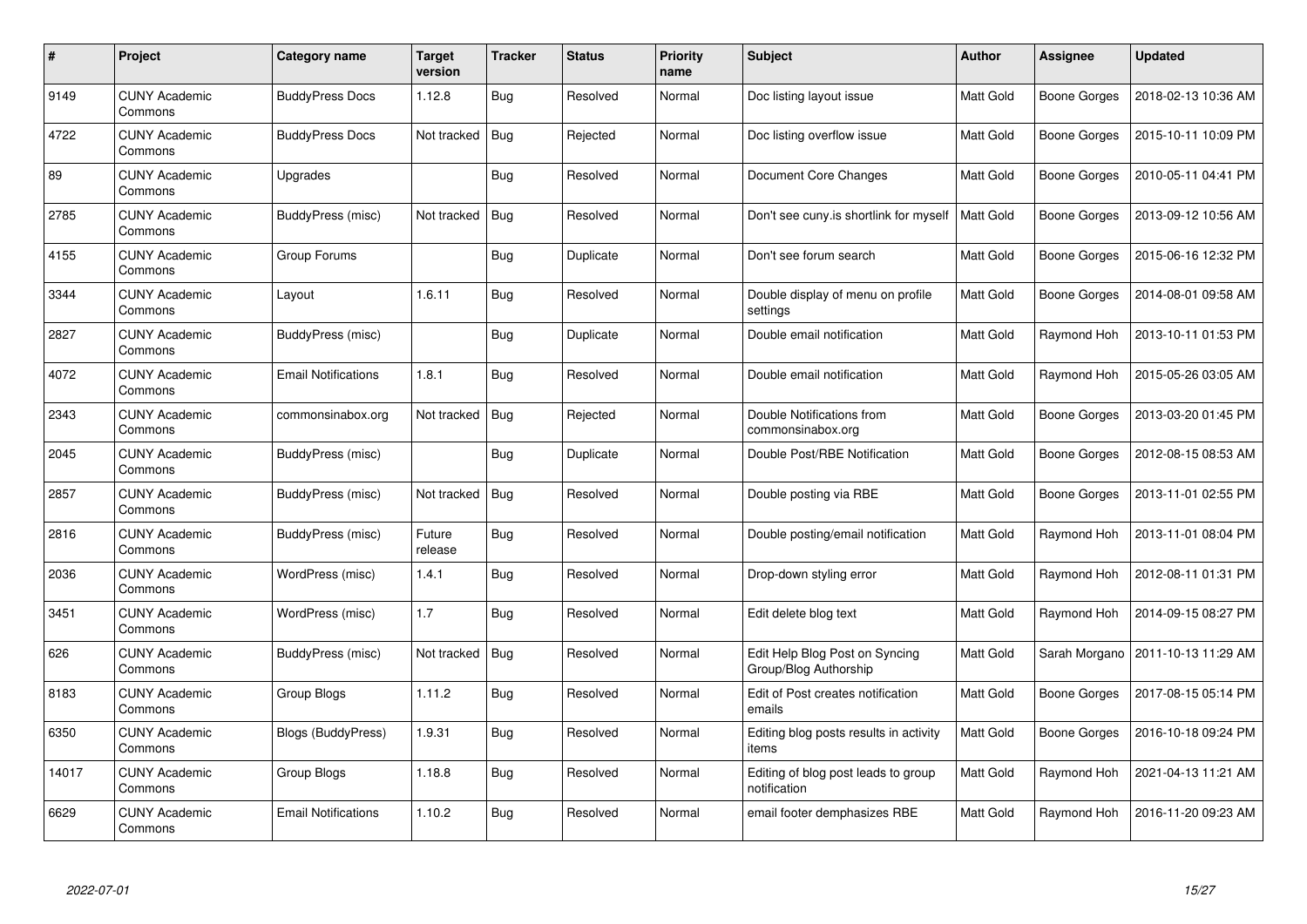| # | Project | Category name | Target version | Tracker | Status | Priority name | Subject | Author | Assignee | Updated |
|---|---|---|---|---|---|---|---|---|---|---|
| 9149 | CUNY Academic Commons | BuddyPress Docs | 1.12.8 | Bug | Resolved | Normal | Doc listing layout issue | Matt Gold | Boone Gorges | 2018-02-13 10:36 AM |
| 4722 | CUNY Academic Commons | BuddyPress Docs | Not tracked | Bug | Rejected | Normal | Doc listing overflow issue | Matt Gold | Boone Gorges | 2015-10-11 10:09 PM |
| 89 | CUNY Academic Commons | Upgrades | | Bug | Resolved | Normal | Document Core Changes | Matt Gold | Boone Gorges | 2010-05-11 04:41 PM |
| 2785 | CUNY Academic Commons | BuddyPress (misc) | Not tracked | Bug | Resolved | Normal | Don't see cuny.is shortlink for myself | Matt Gold | Boone Gorges | 2013-09-12 10:56 AM |
| 4155 | CUNY Academic Commons | Group Forums | | Bug | Duplicate | Normal | Don't see forum search | Matt Gold | Boone Gorges | 2015-06-16 12:32 PM |
| 3344 | CUNY Academic Commons | Layout | 1.6.11 | Bug | Resolved | Normal | Double display of menu on profile settings | Matt Gold | Boone Gorges | 2014-08-01 09:58 AM |
| 2827 | CUNY Academic Commons | BuddyPress (misc) | | Bug | Duplicate | Normal | Double email notification | Matt Gold | Raymond Hoh | 2013-10-11 01:53 PM |
| 4072 | CUNY Academic Commons | Email Notifications | 1.8.1 | Bug | Resolved | Normal | Double email notification | Matt Gold | Raymond Hoh | 2015-05-26 03:05 AM |
| 2343 | CUNY Academic Commons | commonsinabox.org | Not tracked | Bug | Rejected | Normal | Double Notifications from commonsinabox.org | Matt Gold | Boone Gorges | 2013-03-20 01:45 PM |
| 2045 | CUNY Academic Commons | BuddyPress (misc) | | Bug | Duplicate | Normal | Double Post/RBE Notification | Matt Gold | Boone Gorges | 2012-08-15 08:53 AM |
| 2857 | CUNY Academic Commons | BuddyPress (misc) | Not tracked | Bug | Resolved | Normal | Double posting via RBE | Matt Gold | Boone Gorges | 2013-11-01 02:55 PM |
| 2816 | CUNY Academic Commons | BuddyPress (misc) | Future release | Bug | Resolved | Normal | Double posting/email notification | Matt Gold | Raymond Hoh | 2013-11-01 08:04 PM |
| 2036 | CUNY Academic Commons | WordPress (misc) | 1.4.1 | Bug | Resolved | Normal | Drop-down styling error | Matt Gold | Raymond Hoh | 2012-08-11 01:31 PM |
| 3451 | CUNY Academic Commons | WordPress (misc) | 1.7 | Bug | Resolved | Normal | Edit delete blog text | Matt Gold | Raymond Hoh | 2014-09-15 08:27 PM |
| 626 | CUNY Academic Commons | BuddyPress (misc) | Not tracked | Bug | Resolved | Normal | Edit Help Blog Post on Syncing Group/Blog Authorship | Matt Gold | Sarah Morgano | 2011-10-13 11:29 AM |
| 8183 | CUNY Academic Commons | Group Blogs | 1.11.2 | Bug | Resolved | Normal | Edit of Post creates notification emails | Matt Gold | Boone Gorges | 2017-08-15 05:14 PM |
| 6350 | CUNY Academic Commons | Blogs (BuddyPress) | 1.9.31 | Bug | Resolved | Normal | Editing blog posts results in activity items | Matt Gold | Boone Gorges | 2016-10-18 09:24 PM |
| 14017 | CUNY Academic Commons | Group Blogs | 1.18.8 | Bug | Resolved | Normal | Editing of blog post leads to group notification | Matt Gold | Raymond Hoh | 2021-04-13 11:21 AM |
| 6629 | CUNY Academic Commons | Email Notifications | 1.10.2 | Bug | Resolved | Normal | email footer demphasizes RBE | Matt Gold | Raymond Hoh | 2016-11-20 09:23 AM |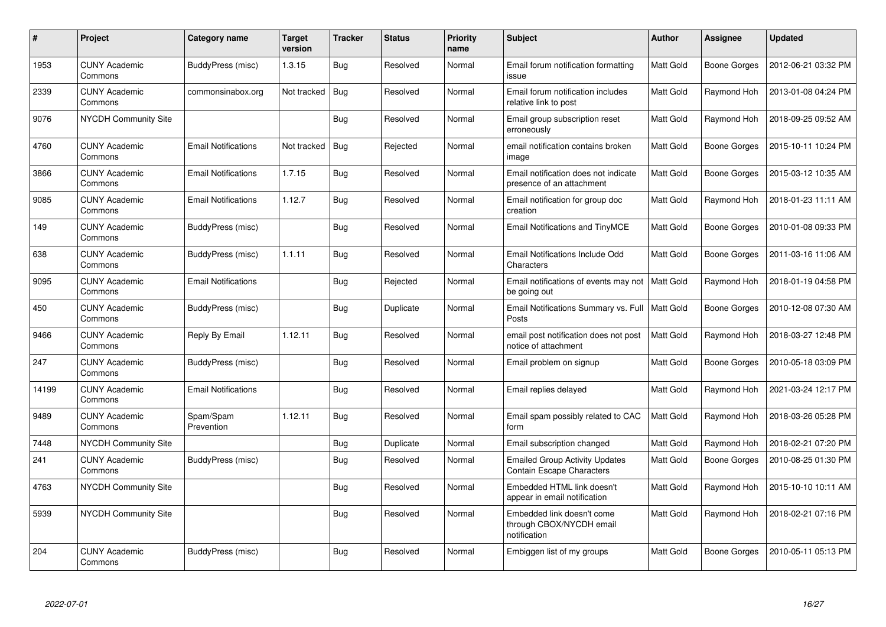| # | Project | Category name | Target version | Tracker | Status | Priority name | Subject | Author | Assignee | Updated |
|---|---|---|---|---|---|---|---|---|---|---|
| 1953 | CUNY Academic Commons | BuddyPress (misc) | 1.3.15 | Bug | Resolved | Normal | Email forum notification formatting issue | Matt Gold | Boone Gorges | 2012-06-21 03:32 PM |
| 2339 | CUNY Academic Commons | commonsinabox.org | Not tracked | Bug | Resolved | Normal | Email forum notification includes relative link to post | Matt Gold | Raymond Hoh | 2013-01-08 04:24 PM |
| 9076 | NYCDH Community Site | | | Bug | Resolved | Normal | Email group subscription reset erroneously | Matt Gold | Raymond Hoh | 2018-09-25 09:52 AM |
| 4760 | CUNY Academic Commons | Email Notifications | Not tracked | Bug | Rejected | Normal | email notification contains broken image | Matt Gold | Boone Gorges | 2015-10-11 10:24 PM |
| 3866 | CUNY Academic Commons | Email Notifications | 1.7.15 | Bug | Resolved | Normal | Email notification does not indicate presence of an attachment | Matt Gold | Boone Gorges | 2015-03-12 10:35 AM |
| 9085 | CUNY Academic Commons | Email Notifications | 1.12.7 | Bug | Resolved | Normal | Email notification for group doc creation | Matt Gold | Raymond Hoh | 2018-01-23 11:11 AM |
| 149 | CUNY Academic Commons | BuddyPress (misc) | | Bug | Resolved | Normal | Email Notifications and TinyMCE | Matt Gold | Boone Gorges | 2010-01-08 09:33 PM |
| 638 | CUNY Academic Commons | BuddyPress (misc) | 1.1.11 | Bug | Resolved | Normal | Email Notifications Include Odd Characters | Matt Gold | Boone Gorges | 2011-03-16 11:06 AM |
| 9095 | CUNY Academic Commons | Email Notifications | | Bug | Rejected | Normal | Email notifications of events may not be going out | Matt Gold | Raymond Hoh | 2018-01-19 04:58 PM |
| 450 | CUNY Academic Commons | BuddyPress (misc) | | Bug | Duplicate | Normal | Email Notifications Summary vs. Full Posts | Matt Gold | Boone Gorges | 2010-12-08 07:30 AM |
| 9466 | CUNY Academic Commons | Reply By Email | 1.12.11 | Bug | Resolved | Normal | email post notification does not post notice of attachment | Matt Gold | Raymond Hoh | 2018-03-27 12:48 PM |
| 247 | CUNY Academic Commons | BuddyPress (misc) | | Bug | Resolved | Normal | Email problem on signup | Matt Gold | Boone Gorges | 2010-05-18 03:09 PM |
| 14199 | CUNY Academic Commons | Email Notifications | | Bug | Resolved | Normal | Email replies delayed | Matt Gold | Raymond Hoh | 2021-03-24 12:17 PM |
| 9489 | CUNY Academic Commons | Spam/Spam Prevention | 1.12.11 | Bug | Resolved | Normal | Email spam possibly related to CAC form | Matt Gold | Raymond Hoh | 2018-03-26 05:28 PM |
| 7448 | NYCDH Community Site | | | Bug | Duplicate | Normal | Email subscription changed | Matt Gold | Raymond Hoh | 2018-02-21 07:20 PM |
| 241 | CUNY Academic Commons | BuddyPress (misc) | | Bug | Resolved | Normal | Emailed Group Activity Updates Contain Escape Characters | Matt Gold | Boone Gorges | 2010-08-25 01:30 PM |
| 4763 | NYCDH Community Site | | | Bug | Resolved | Normal | Embedded HTML link doesn't appear in email notification | Matt Gold | Raymond Hoh | 2015-10-10 10:11 AM |
| 5939 | NYCDH Community Site | | | Bug | Resolved | Normal | Embedded link doesn't come through CBOX/NYCDH email notification | Matt Gold | Raymond Hoh | 2018-02-21 07:16 PM |
| 204 | CUNY Academic Commons | BuddyPress (misc) | | Bug | Resolved | Normal | Embiggen list of my groups | Matt Gold | Boone Gorges | 2010-05-11 05:13 PM |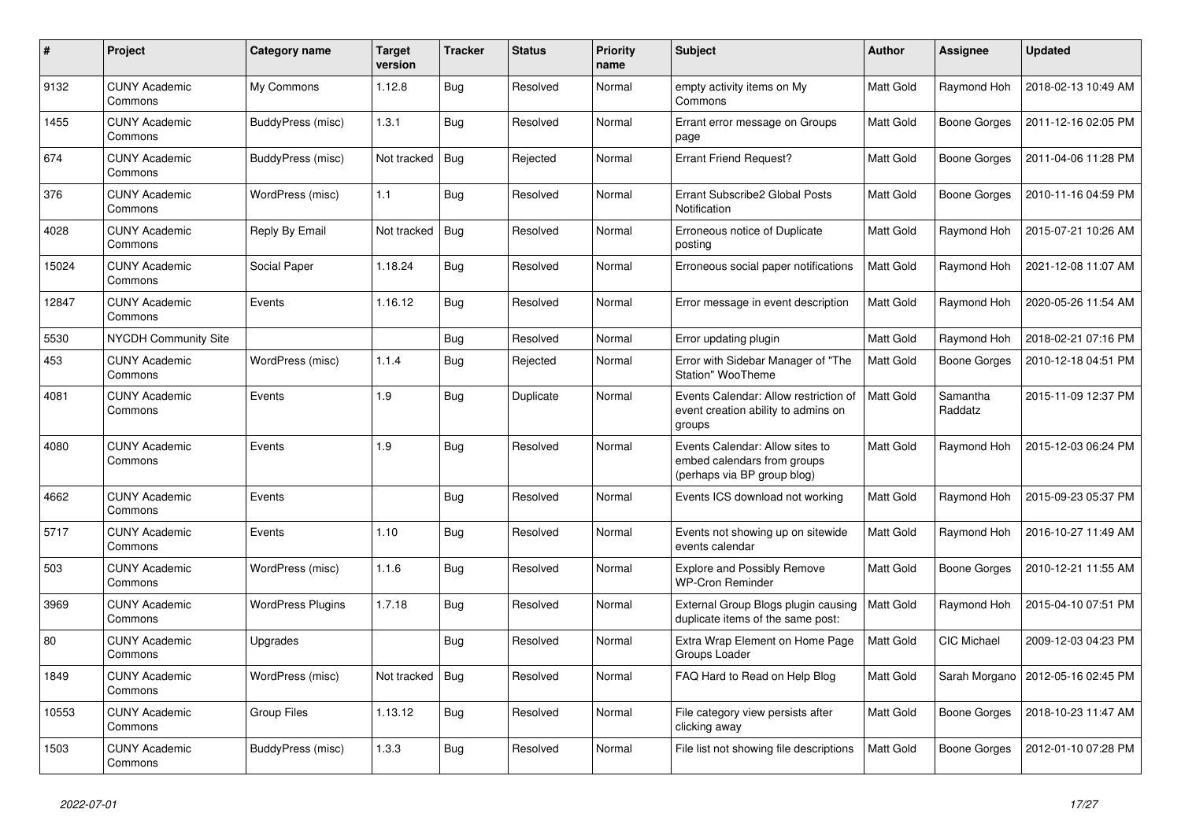| # | Project | Category name | Target version | Tracker | Status | Priority name | Subject | Author | Assignee | Updated |
|---|---|---|---|---|---|---|---|---|---|---|
| 9132 | CUNY Academic Commons | My Commons | 1.12.8 | Bug | Resolved | Normal | empty activity items on My Commons | Matt Gold | Raymond Hoh | 2018-02-13 10:49 AM |
| 1455 | CUNY Academic Commons | BuddyPress (misc) | 1.3.1 | Bug | Resolved | Normal | Errant error message on Groups page | Matt Gold | Boone Gorges | 2011-12-16 02:05 PM |
| 674 | CUNY Academic Commons | BuddyPress (misc) | Not tracked | Bug | Rejected | Normal | Errant Friend Request? | Matt Gold | Boone Gorges | 2011-04-06 11:28 PM |
| 376 | CUNY Academic Commons | WordPress (misc) | 1.1 | Bug | Resolved | Normal | Errant Subscribe2 Global Posts Notification | Matt Gold | Boone Gorges | 2010-11-16 04:59 PM |
| 4028 | CUNY Academic Commons | Reply By Email | Not tracked | Bug | Resolved | Normal | Erroneous notice of Duplicate posting | Matt Gold | Raymond Hoh | 2015-07-21 10:26 AM |
| 15024 | CUNY Academic Commons | Social Paper | 1.18.24 | Bug | Resolved | Normal | Erroneous social paper notifications | Matt Gold | Raymond Hoh | 2021-12-08 11:07 AM |
| 12847 | CUNY Academic Commons | Events | 1.16.12 | Bug | Resolved | Normal | Error message in event description | Matt Gold | Raymond Hoh | 2020-05-26 11:54 AM |
| 5530 | NYCDH Community Site | | | Bug | Resolved | Normal | Error updating plugin | Matt Gold | Raymond Hoh | 2018-02-21 07:16 PM |
| 453 | CUNY Academic Commons | WordPress (misc) | 1.1.4 | Bug | Rejected | Normal | Error with Sidebar Manager of "The Station" WooTheme | Matt Gold | Boone Gorges | 2010-12-18 04:51 PM |
| 4081 | CUNY Academic Commons | Events | 1.9 | Bug | Duplicate | Normal | Events Calendar: Allow restriction of event creation ability to admins on groups | Matt Gold | Samantha Raddatz | 2015-11-09 12:37 PM |
| 4080 | CUNY Academic Commons | Events | 1.9 | Bug | Resolved | Normal | Events Calendar: Allow sites to embed calendars from groups (perhaps via BP group blog) | Matt Gold | Raymond Hoh | 2015-12-03 06:24 PM |
| 4662 | CUNY Academic Commons | Events | | Bug | Resolved | Normal | Events ICS download not working | Matt Gold | Raymond Hoh | 2015-09-23 05:37 PM |
| 5717 | CUNY Academic Commons | Events | 1.10 | Bug | Resolved | Normal | Events not showing up on sitewide events calendar | Matt Gold | Raymond Hoh | 2016-10-27 11:49 AM |
| 503 | CUNY Academic Commons | WordPress (misc) | 1.1.6 | Bug | Resolved | Normal | Explore and Possibly Remove WP-Cron Reminder | Matt Gold | Boone Gorges | 2010-12-21 11:55 AM |
| 3969 | CUNY Academic Commons | WordPress Plugins | 1.7.18 | Bug | Resolved | Normal | External Group Blogs plugin causing duplicate items of the same post: | Matt Gold | Raymond Hoh | 2015-04-10 07:51 PM |
| 80 | CUNY Academic Commons | Upgrades | | Bug | Resolved | Normal | Extra Wrap Element on Home Page Groups Loader | Matt Gold | CIC Michael | 2009-12-03 04:23 PM |
| 1849 | CUNY Academic Commons | WordPress (misc) | Not tracked | Bug | Resolved | Normal | FAQ Hard to Read on Help Blog | Matt Gold | Sarah Morgano | 2012-05-16 02:45 PM |
| 10553 | CUNY Academic Commons | Group Files | 1.13.12 | Bug | Resolved | Normal | File category view persists after clicking away | Matt Gold | Boone Gorges | 2018-10-23 11:47 AM |
| 1503 | CUNY Academic Commons | BuddyPress (misc) | 1.3.3 | Bug | Resolved | Normal | File list not showing file descriptions | Matt Gold | Boone Gorges | 2012-01-10 07:28 PM |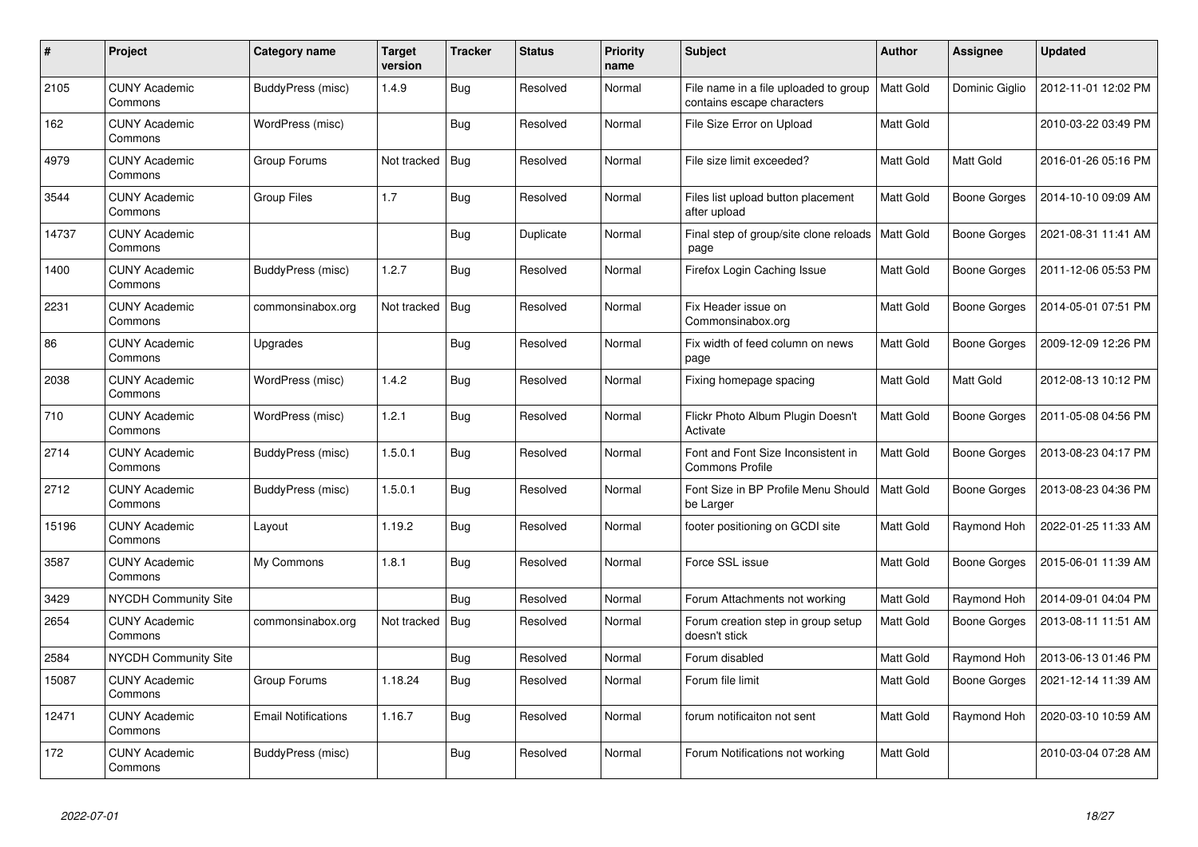| # | Project | Category name | Target version | Tracker | Status | Priority name | Subject | Author | Assignee | Updated |
|---|---|---|---|---|---|---|---|---|---|---|
| 2105 | CUNY Academic Commons | BuddyPress (misc) | 1.4.9 | Bug | Resolved | Normal | File name in a file uploaded to group contains escape characters | Matt Gold | Dominic Giglio | 2012-11-01 12:02 PM |
| 162 | CUNY Academic Commons | WordPress (misc) | | Bug | Resolved | Normal | File Size Error on Upload | Matt Gold | | 2010-03-22 03:49 PM |
| 4979 | CUNY Academic Commons | Group Forums | Not tracked | Bug | Resolved | Normal | File size limit exceeded? | Matt Gold | Matt Gold | 2016-01-26 05:16 PM |
| 3544 | CUNY Academic Commons | Group Files | 1.7 | Bug | Resolved | Normal | Files list upload button placement after upload | Matt Gold | Boone Gorges | 2014-10-10 09:09 AM |
| 14737 | CUNY Academic Commons | | | Bug | Duplicate | Normal | Final step of group/site clone reloads page | Matt Gold | Boone Gorges | 2021-08-31 11:41 AM |
| 1400 | CUNY Academic Commons | BuddyPress (misc) | 1.2.7 | Bug | Resolved | Normal | Firefox Login Caching Issue | Matt Gold | Boone Gorges | 2011-12-06 05:53 PM |
| 2231 | CUNY Academic Commons | commonsinabox.org | Not tracked | Bug | Resolved | Normal | Fix Header issue on Commonsinabox.org | Matt Gold | Boone Gorges | 2014-05-01 07:51 PM |
| 86 | CUNY Academic Commons | Upgrades | | Bug | Resolved | Normal | Fix width of feed column on news page | Matt Gold | Boone Gorges | 2009-12-09 12:26 PM |
| 2038 | CUNY Academic Commons | WordPress (misc) | 1.4.2 | Bug | Resolved | Normal | Fixing homepage spacing | Matt Gold | Matt Gold | 2012-08-13 10:12 PM |
| 710 | CUNY Academic Commons | WordPress (misc) | 1.2.1 | Bug | Resolved | Normal | Flickr Photo Album Plugin Doesn't Activate | Matt Gold | Boone Gorges | 2011-05-08 04:56 PM |
| 2714 | CUNY Academic Commons | BuddyPress (misc) | 1.5.0.1 | Bug | Resolved | Normal | Font and Font Size Inconsistent in Commons Profile | Matt Gold | Boone Gorges | 2013-08-23 04:17 PM |
| 2712 | CUNY Academic Commons | BuddyPress (misc) | 1.5.0.1 | Bug | Resolved | Normal | Font Size in BP Profile Menu Should be Larger | Matt Gold | Boone Gorges | 2013-08-23 04:36 PM |
| 15196 | CUNY Academic Commons | Layout | 1.19.2 | Bug | Resolved | Normal | footer positioning on GCDI site | Matt Gold | Raymond Hoh | 2022-01-25 11:33 AM |
| 3587 | CUNY Academic Commons | My Commons | 1.8.1 | Bug | Resolved | Normal | Force SSL issue | Matt Gold | Boone Gorges | 2015-06-01 11:39 AM |
| 3429 | NYCDH Community Site | | | Bug | Resolved | Normal | Forum Attachments not working | Matt Gold | Raymond Hoh | 2014-09-01 04:04 PM |
| 2654 | CUNY Academic Commons | commonsinabox.org | Not tracked | Bug | Resolved | Normal | Forum creation step in group setup doesn't stick | Matt Gold | Boone Gorges | 2013-08-11 11:51 AM |
| 2584 | NYCDH Community Site | | | Bug | Resolved | Normal | Forum disabled | Matt Gold | Raymond Hoh | 2013-06-13 01:46 PM |
| 15087 | CUNY Academic Commons | Group Forums | 1.18.24 | Bug | Resolved | Normal | Forum file limit | Matt Gold | Boone Gorges | 2021-12-14 11:39 AM |
| 12471 | CUNY Academic Commons | Email Notifications | 1.16.7 | Bug | Resolved | Normal | forum notificaiton not sent | Matt Gold | Raymond Hoh | 2020-03-10 10:59 AM |
| 172 | CUNY Academic Commons | BuddyPress (misc) | | Bug | Resolved | Normal | Forum Notifications not working | Matt Gold | | 2010-03-04 07:28 AM |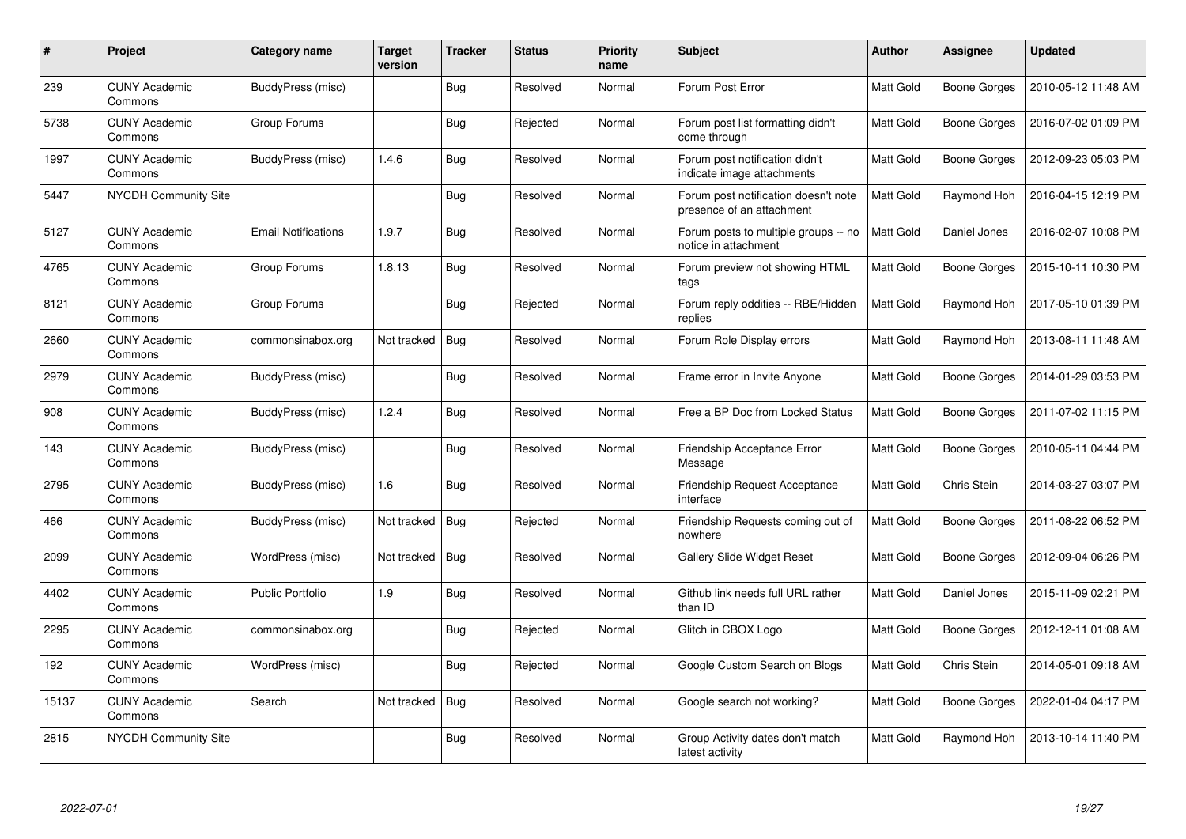| # | Project | Category name | Target version | Tracker | Status | Priority name | Subject | Author | Assignee | Updated |
|---|---|---|---|---|---|---|---|---|---|---|
| 239 | CUNY Academic Commons | BuddyPress (misc) | | Bug | Resolved | Normal | Forum Post Error | Matt Gold | Boone Gorges | 2010-05-12 11:48 AM |
| 5738 | CUNY Academic Commons | Group Forums | | Bug | Rejected | Normal | Forum post list formatting didn't come through | Matt Gold | Boone Gorges | 2016-07-02 01:09 PM |
| 1997 | CUNY Academic Commons | BuddyPress (misc) | 1.4.6 | Bug | Resolved | Normal | Forum post notification didn't indicate image attachments | Matt Gold | Boone Gorges | 2012-09-23 05:03 PM |
| 5447 | NYCDH Community Site | | | Bug | Resolved | Normal | Forum post notification doesn't note presence of an attachment | Matt Gold | Raymond Hoh | 2016-04-15 12:19 PM |
| 5127 | CUNY Academic Commons | Email Notifications | 1.9.7 | Bug | Resolved | Normal | Forum posts to multiple groups -- no notice in attachment | Matt Gold | Daniel Jones | 2016-02-07 10:08 PM |
| 4765 | CUNY Academic Commons | Group Forums | 1.8.13 | Bug | Resolved | Normal | Forum preview not showing HTML tags | Matt Gold | Boone Gorges | 2015-10-11 10:30 PM |
| 8121 | CUNY Academic Commons | Group Forums | | Bug | Rejected | Normal | Forum reply oddities -- RBE/Hidden replies | Matt Gold | Raymond Hoh | 2017-05-10 01:39 PM |
| 2660 | CUNY Academic Commons | commonsinabox.org | Not tracked | Bug | Resolved | Normal | Forum Role Display errors | Matt Gold | Raymond Hoh | 2013-08-11 11:48 AM |
| 2979 | CUNY Academic Commons | BuddyPress (misc) | | Bug | Resolved | Normal | Frame error in Invite Anyone | Matt Gold | Boone Gorges | 2014-01-29 03:53 PM |
| 908 | CUNY Academic Commons | BuddyPress (misc) | 1.2.4 | Bug | Resolved | Normal | Free a BP Doc from Locked Status | Matt Gold | Boone Gorges | 2011-07-02 11:15 PM |
| 143 | CUNY Academic Commons | BuddyPress (misc) | | Bug | Resolved | Normal | Friendship Acceptance Error Message | Matt Gold | Boone Gorges | 2010-05-11 04:44 PM |
| 2795 | CUNY Academic Commons | BuddyPress (misc) | 1.6 | Bug | Resolved | Normal | Friendship Request Acceptance interface | Matt Gold | Chris Stein | 2014-03-27 03:07 PM |
| 466 | CUNY Academic Commons | BuddyPress (misc) | Not tracked | Bug | Rejected | Normal | Friendship Requests coming out of nowhere | Matt Gold | Boone Gorges | 2011-08-22 06:52 PM |
| 2099 | CUNY Academic Commons | WordPress (misc) | Not tracked | Bug | Resolved | Normal | Gallery Slide Widget Reset | Matt Gold | Boone Gorges | 2012-09-04 06:26 PM |
| 4402 | CUNY Academic Commons | Public Portfolio | 1.9 | Bug | Resolved | Normal | Github link needs full URL rather than ID | Matt Gold | Daniel Jones | 2015-11-09 02:21 PM |
| 2295 | CUNY Academic Commons | commonsinabox.org | | Bug | Rejected | Normal | Glitch in CBOX Logo | Matt Gold | Boone Gorges | 2012-12-11 01:08 AM |
| 192 | CUNY Academic Commons | WordPress (misc) | | Bug | Rejected | Normal | Google Custom Search on Blogs | Matt Gold | Chris Stein | 2014-05-01 09:18 AM |
| 15137 | CUNY Academic Commons | Search | Not tracked | Bug | Resolved | Normal | Google search not working? | Matt Gold | Boone Gorges | 2022-01-04 04:17 PM |
| 2815 | NYCDH Community Site | | | Bug | Resolved | Normal | Group Activity dates don't match latest activity | Matt Gold | Raymond Hoh | 2013-10-14 11:40 PM |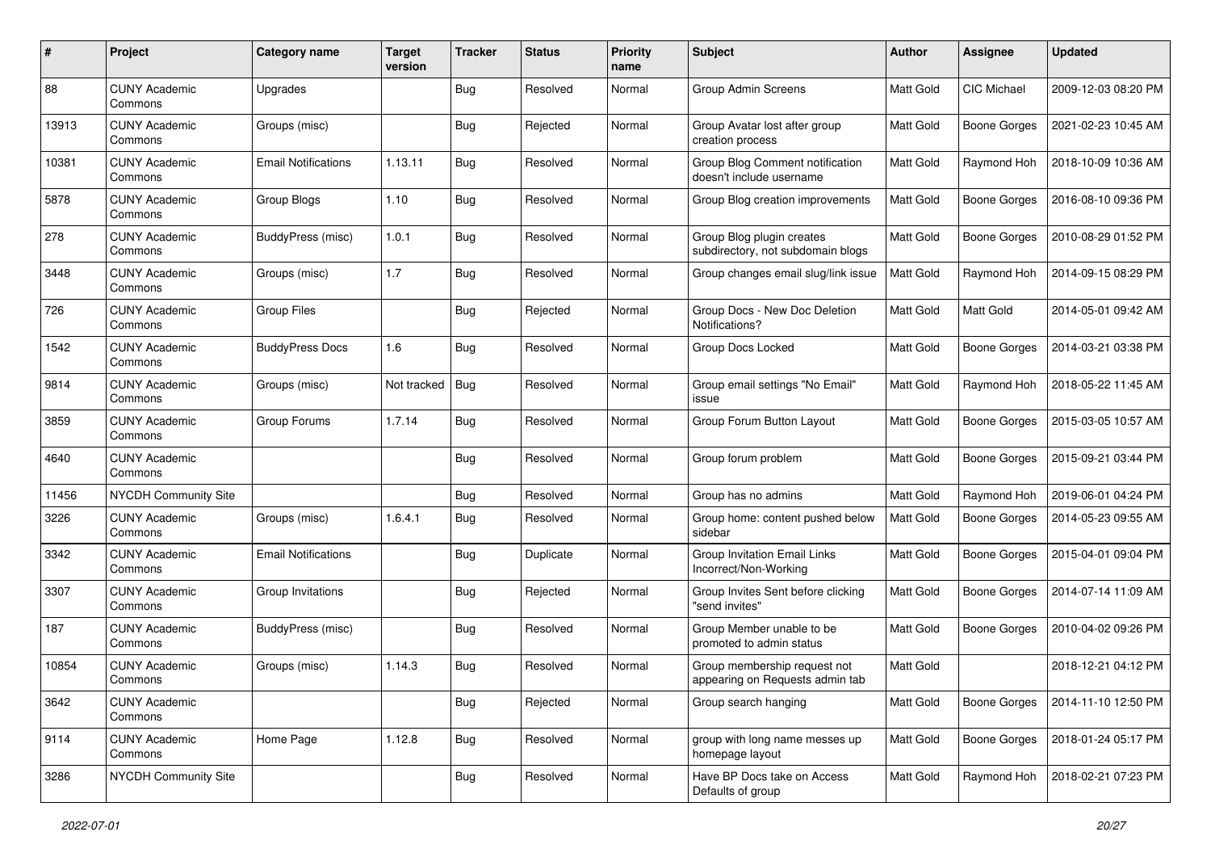| # | Project | Category name | Target version | Tracker | Status | Priority name | Subject | Author | Assignee | Updated |
|---|---|---|---|---|---|---|---|---|---|---|
| 88 | CUNY Academic Commons | Upgrades | | Bug | Resolved | Normal | Group Admin Screens | Matt Gold | CIC Michael | 2009-12-03 08:20 PM |
| 13913 | CUNY Academic Commons | Groups (misc) | | Bug | Rejected | Normal | Group Avatar lost after group creation process | Matt Gold | Boone Gorges | 2021-02-23 10:45 AM |
| 10381 | CUNY Academic Commons | Email Notifications | 1.13.11 | Bug | Resolved | Normal | Group Blog Comment notification doesn't include username | Matt Gold | Raymond Hoh | 2018-10-09 10:36 AM |
| 5878 | CUNY Academic Commons | Group Blogs | 1.10 | Bug | Resolved | Normal | Group Blog creation improvements | Matt Gold | Boone Gorges | 2016-08-10 09:36 PM |
| 278 | CUNY Academic Commons | BuddyPress (misc) | 1.0.1 | Bug | Resolved | Normal | Group Blog plugin creates subdirectory, not subdomain blogs | Matt Gold | Boone Gorges | 2010-08-29 01:52 PM |
| 3448 | CUNY Academic Commons | Groups (misc) | 1.7 | Bug | Resolved | Normal | Group changes email slug/link issue | Matt Gold | Raymond Hoh | 2014-09-15 08:29 PM |
| 726 | CUNY Academic Commons | Group Files | | Bug | Rejected | Normal | Group Docs - New Doc Deletion Notifications? | Matt Gold | Matt Gold | 2014-05-01 09:42 AM |
| 1542 | CUNY Academic Commons | BuddyPress Docs | 1.6 | Bug | Resolved | Normal | Group Docs Locked | Matt Gold | Boone Gorges | 2014-03-21 03:38 PM |
| 9814 | CUNY Academic Commons | Groups (misc) | Not tracked | Bug | Resolved | Normal | Group email settings "No Email" issue | Matt Gold | Raymond Hoh | 2018-05-22 11:45 AM |
| 3859 | CUNY Academic Commons | Group Forums | 1.7.14 | Bug | Resolved | Normal | Group Forum Button Layout | Matt Gold | Boone Gorges | 2015-03-05 10:57 AM |
| 4640 | CUNY Academic Commons | | | Bug | Resolved | Normal | Group forum problem | Matt Gold | Boone Gorges | 2015-09-21 03:44 PM |
| 11456 | NYCDH Community Site | | | Bug | Resolved | Normal | Group has no admins | Matt Gold | Raymond Hoh | 2019-06-01 04:24 PM |
| 3226 | CUNY Academic Commons | Groups (misc) | 1.6.4.1 | Bug | Resolved | Normal | Group home: content pushed below sidebar | Matt Gold | Boone Gorges | 2014-05-23 09:55 AM |
| 3342 | CUNY Academic Commons | Email Notifications | | Bug | Duplicate | Normal | Group Invitation Email Links Incorrect/Non-Working | Matt Gold | Boone Gorges | 2015-04-01 09:04 PM |
| 3307 | CUNY Academic Commons | Group Invitations | | Bug | Rejected | Normal | Group Invites Sent before clicking "send invites" | Matt Gold | Boone Gorges | 2014-07-14 11:09 AM |
| 187 | CUNY Academic Commons | BuddyPress (misc) | | Bug | Resolved | Normal | Group Member unable to be promoted to admin status | Matt Gold | Boone Gorges | 2010-04-02 09:26 PM |
| 10854 | CUNY Academic Commons | Groups (misc) | 1.14.3 | Bug | Resolved | Normal | Group membership request not appearing on Requests admin tab | Matt Gold | | 2018-12-21 04:12 PM |
| 3642 | CUNY Academic Commons | | | Bug | Rejected | Normal | Group search hanging | Matt Gold | Boone Gorges | 2014-11-10 12:50 PM |
| 9114 | CUNY Academic Commons | Home Page | 1.12.8 | Bug | Resolved | Normal | group with long name messes up homepage layout | Matt Gold | Boone Gorges | 2018-01-24 05:17 PM |
| 3286 | NYCDH Community Site | | | Bug | Resolved | Normal | Have BP Docs take on Access Defaults of group | Matt Gold | Raymond Hoh | 2018-02-21 07:23 PM |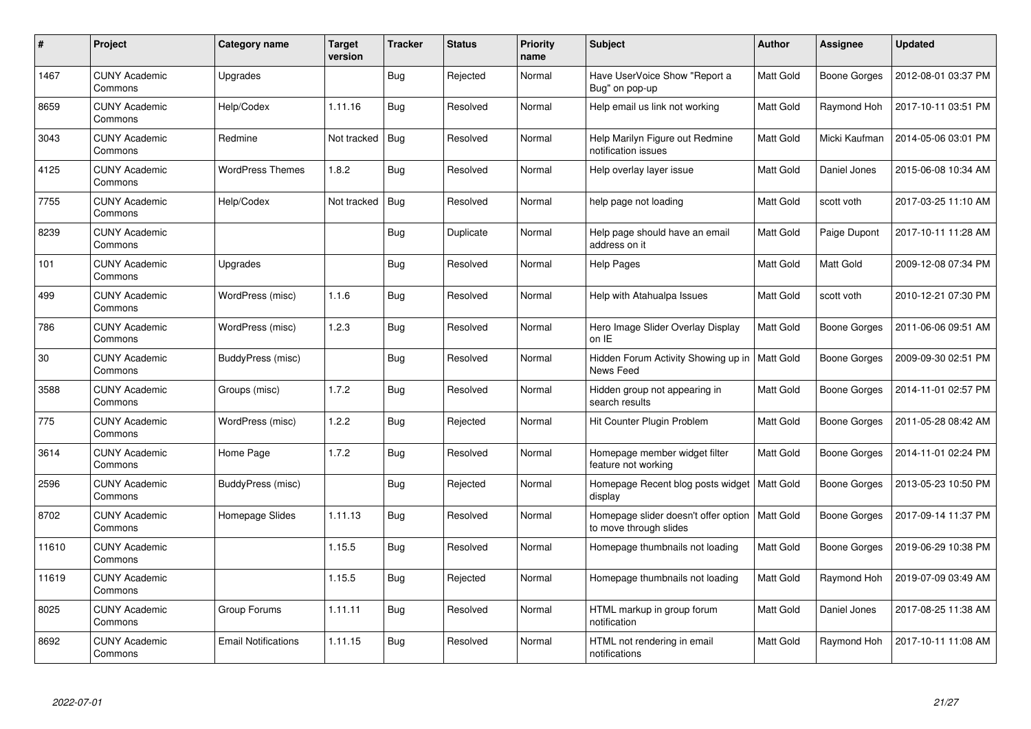| # | Project | Category name | Target version | Tracker | Status | Priority name | Subject | Author | Assignee | Updated |
|---|---|---|---|---|---|---|---|---|---|---|
| 1467 | CUNY Academic Commons | Upgrades | | Bug | Rejected | Normal | Have UserVoice Show "Report a Bug" on pop-up | Matt Gold | Boone Gorges | 2012-08-01 03:37 PM |
| 8659 | CUNY Academic Commons | Help/Codex | 1.11.16 | Bug | Resolved | Normal | Help email us link not working | Matt Gold | Raymond Hoh | 2017-10-11 03:51 PM |
| 3043 | CUNY Academic Commons | Redmine | Not tracked | Bug | Resolved | Normal | Help Marilyn Figure out Redmine notification issues | Matt Gold | Micki Kaufman | 2014-05-06 03:01 PM |
| 4125 | CUNY Academic Commons | WordPress Themes | 1.8.2 | Bug | Resolved | Normal | Help overlay layer issue | Matt Gold | Daniel Jones | 2015-06-08 10:34 AM |
| 7755 | CUNY Academic Commons | Help/Codex | Not tracked | Bug | Resolved | Normal | help page not loading | Matt Gold | scott voth | 2017-03-25 11:10 AM |
| 8239 | CUNY Academic Commons | | | Bug | Duplicate | Normal | Help page should have an email address on it | Matt Gold | Paige Dupont | 2017-10-11 11:28 AM |
| 101 | CUNY Academic Commons | Upgrades | | Bug | Resolved | Normal | Help Pages | Matt Gold | Matt Gold | 2009-12-08 07:34 PM |
| 499 | CUNY Academic Commons | WordPress (misc) | 1.1.6 | Bug | Resolved | Normal | Help with Atahualpa Issues | Matt Gold | scott voth | 2010-12-21 07:30 PM |
| 786 | CUNY Academic Commons | WordPress (misc) | 1.2.3 | Bug | Resolved | Normal | Hero Image Slider Overlay Display on IE | Matt Gold | Boone Gorges | 2011-06-06 09:51 AM |
| 30 | CUNY Academic Commons | BuddyPress (misc) | | Bug | Resolved | Normal | Hidden Forum Activity Showing up in News Feed | Matt Gold | Boone Gorges | 2009-09-30 02:51 PM |
| 3588 | CUNY Academic Commons | Groups (misc) | 1.7.2 | Bug | Resolved | Normal | Hidden group not appearing in search results | Matt Gold | Boone Gorges | 2014-11-01 02:57 PM |
| 775 | CUNY Academic Commons | WordPress (misc) | 1.2.2 | Bug | Rejected | Normal | Hit Counter Plugin Problem | Matt Gold | Boone Gorges | 2011-05-28 08:42 AM |
| 3614 | CUNY Academic Commons | Home Page | 1.7.2 | Bug | Resolved | Normal | Homepage member widget filter feature not working | Matt Gold | Boone Gorges | 2014-11-01 02:24 PM |
| 2596 | CUNY Academic Commons | BuddyPress (misc) | | Bug | Rejected | Normal | Homepage Recent blog posts widget display | Matt Gold | Boone Gorges | 2013-05-23 10:50 PM |
| 8702 | CUNY Academic Commons | Homepage Slides | 1.11.13 | Bug | Resolved | Normal | Homepage slider doesn't offer option to move through slides | Matt Gold | Boone Gorges | 2017-09-14 11:37 PM |
| 11610 | CUNY Academic Commons | | 1.15.5 | Bug | Resolved | Normal | Homepage thumbnails not loading | Matt Gold | Boone Gorges | 2019-06-29 10:38 PM |
| 11619 | CUNY Academic Commons | | 1.15.5 | Bug | Rejected | Normal | Homepage thumbnails not loading | Matt Gold | Raymond Hoh | 2019-07-09 03:49 AM |
| 8025 | CUNY Academic Commons | Group Forums | 1.11.11 | Bug | Resolved | Normal | HTML markup in group forum notification | Matt Gold | Daniel Jones | 2017-08-25 11:38 AM |
| 8692 | CUNY Academic Commons | Email Notifications | 1.11.15 | Bug | Resolved | Normal | HTML not rendering in email notifications | Matt Gold | Raymond Hoh | 2017-10-11 11:08 AM |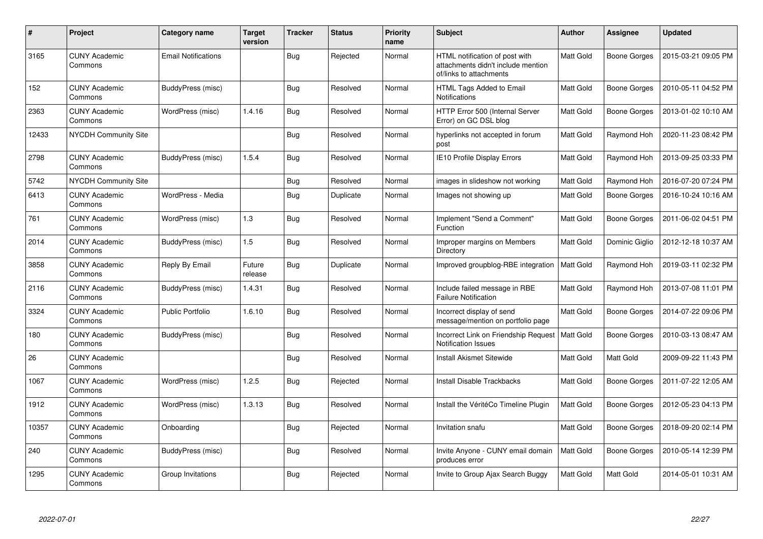| # | Project | Category name | Target version | Tracker | Status | Priority name | Subject | Author | Assignee | Updated |
|---|---|---|---|---|---|---|---|---|---|---|
| 3165 | CUNY Academic Commons | Email Notifications | | Bug | Rejected | Normal | HTML notification of post with attachments didn't include mention of/links to attachments | Matt Gold | Boone Gorges | 2015-03-21 09:05 PM |
| 152 | CUNY Academic Commons | BuddyPress (misc) | | Bug | Resolved | Normal | HTML Tags Added to Email Notifications | Matt Gold | Boone Gorges | 2010-05-11 04:52 PM |
| 2363 | CUNY Academic Commons | WordPress (misc) | 1.4.16 | Bug | Resolved | Normal | HTTP Error 500 (Internal Server Error) on GC DSL blog | Matt Gold | Boone Gorges | 2013-01-02 10:10 AM |
| 12433 | NYCDH Community Site | | | Bug | Resolved | Normal | hyperlinks not accepted in forum post | Matt Gold | Raymond Hoh | 2020-11-23 08:42 PM |
| 2798 | CUNY Academic Commons | BuddyPress (misc) | 1.5.4 | Bug | Resolved | Normal | IE10 Profile Display Errors | Matt Gold | Raymond Hoh | 2013-09-25 03:33 PM |
| 5742 | NYCDH Community Site | | | Bug | Resolved | Normal | images in slideshow not working | Matt Gold | Raymond Hoh | 2016-07-20 07:24 PM |
| 6413 | CUNY Academic Commons | WordPress - Media | | Bug | Duplicate | Normal | Images not showing up | Matt Gold | Boone Gorges | 2016-10-24 10:16 AM |
| 761 | CUNY Academic Commons | WordPress (misc) | 1.3 | Bug | Resolved | Normal | Implement "Send a Comment" Function | Matt Gold | Boone Gorges | 2011-06-02 04:51 PM |
| 2014 | CUNY Academic Commons | BuddyPress (misc) | 1.5 | Bug | Resolved | Normal | Improper margins on Members Directory | Matt Gold | Dominic Giglio | 2012-12-18 10:37 AM |
| 3858 | CUNY Academic Commons | Reply By Email | Future release | Bug | Duplicate | Normal | Improved groupblog-RBE integration | Matt Gold | Raymond Hoh | 2019-03-11 02:32 PM |
| 2116 | CUNY Academic Commons | BuddyPress (misc) | 1.4.31 | Bug | Resolved | Normal | Include failed message in RBE Failure Notification | Matt Gold | Raymond Hoh | 2013-07-08 11:01 PM |
| 3324 | CUNY Academic Commons | Public Portfolio | 1.6.10 | Bug | Resolved | Normal | Incorrect display of send message/mention on portfolio page | Matt Gold | Boone Gorges | 2014-07-22 09:06 PM |
| 180 | CUNY Academic Commons | BuddyPress (misc) | | Bug | Resolved | Normal | Incorrect Link on Friendship Request Notification Issues | Matt Gold | Boone Gorges | 2010-03-13 08:47 AM |
| 26 | CUNY Academic Commons | | | Bug | Resolved | Normal | Install Akismet Sitewide | Matt Gold | Matt Gold | 2009-09-22 11:43 PM |
| 1067 | CUNY Academic Commons | WordPress (misc) | 1.2.5 | Bug | Rejected | Normal | Install Disable Trackbacks | Matt Gold | Boone Gorges | 2011-07-22 12:05 AM |
| 1912 | CUNY Academic Commons | WordPress (misc) | 1.3.13 | Bug | Resolved | Normal | Install the VéritéCo Timeline Plugin | Matt Gold | Boone Gorges | 2012-05-23 04:13 PM |
| 10357 | CUNY Academic Commons | Onboarding | | Bug | Rejected | Normal | Invitation snafu | Matt Gold | Boone Gorges | 2018-09-20 02:14 PM |
| 240 | CUNY Academic Commons | BuddyPress (misc) | | Bug | Resolved | Normal | Invite Anyone - CUNY email domain produces error | Matt Gold | Boone Gorges | 2010-05-14 12:39 PM |
| 1295 | CUNY Academic Commons | Group Invitations | | Bug | Rejected | Normal | Invite to Group Ajax Search Buggy | Matt Gold | Matt Gold | 2014-05-01 10:31 AM |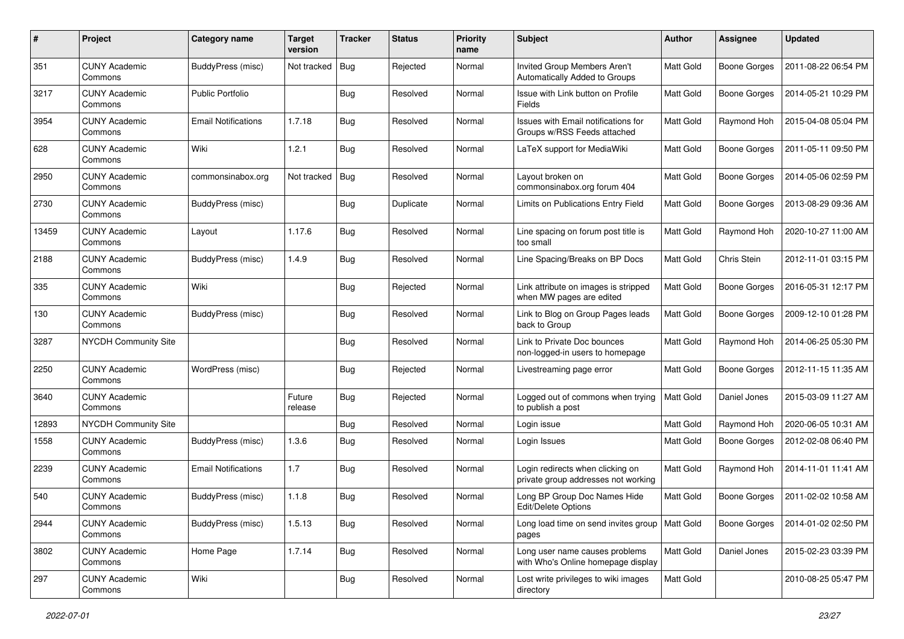| # | Project | Category name | Target version | Tracker | Status | Priority name | Subject | Author | Assignee | Updated |
|---|---|---|---|---|---|---|---|---|---|---|
| 351 | CUNY Academic Commons | BuddyPress (misc) | Not tracked | Bug | Rejected | Normal | Invited Group Members Aren't Automatically Added to Groups | Matt Gold | Boone Gorges | 2011-08-22 06:54 PM |
| 3217 | CUNY Academic Commons | Public Portfolio | | Bug | Resolved | Normal | Issue with Link button on Profile Fields | Matt Gold | Boone Gorges | 2014-05-21 10:29 PM |
| 3954 | CUNY Academic Commons | Email Notifications | 1.7.18 | Bug | Resolved | Normal | Issues with Email notifications for Groups w/RSS Feeds attached | Matt Gold | Raymond Hoh | 2015-04-08 05:04 PM |
| 628 | CUNY Academic Commons | Wiki | 1.2.1 | Bug | Resolved | Normal | LaTeX support for MediaWiki | Matt Gold | Boone Gorges | 2011-05-11 09:50 PM |
| 2950 | CUNY Academic Commons | commonsinabox.org | Not tracked | Bug | Resolved | Normal | Layout broken on commonsinabox.org forum 404 | Matt Gold | Boone Gorges | 2014-05-06 02:59 PM |
| 2730 | CUNY Academic Commons | BuddyPress (misc) | | Bug | Duplicate | Normal | Limits on Publications Entry Field | Matt Gold | Boone Gorges | 2013-08-29 09:36 AM |
| 13459 | CUNY Academic Commons | Layout | 1.17.6 | Bug | Resolved | Normal | Line spacing on forum post title is too small | Matt Gold | Raymond Hoh | 2020-10-27 11:00 AM |
| 2188 | CUNY Academic Commons | BuddyPress (misc) | 1.4.9 | Bug | Resolved | Normal | Line Spacing/Breaks on BP Docs | Matt Gold | Chris Stein | 2012-11-01 03:15 PM |
| 335 | CUNY Academic Commons | Wiki | | Bug | Rejected | Normal | Link attribute on images is stripped when MW pages are edited | Matt Gold | Boone Gorges | 2016-05-31 12:17 PM |
| 130 | CUNY Academic Commons | BuddyPress (misc) | | Bug | Resolved | Normal | Link to Blog on Group Pages leads back to Group | Matt Gold | Boone Gorges | 2009-12-10 01:28 PM |
| 3287 | NYCDH Community Site | | | Bug | Resolved | Normal | Link to Private Doc bounces non-logged-in users to homepage | Matt Gold | Raymond Hoh | 2014-06-25 05:30 PM |
| 2250 | CUNY Academic Commons | WordPress (misc) | | Bug | Rejected | Normal | Livestreaming page error | Matt Gold | Boone Gorges | 2012-11-15 11:35 AM |
| 3640 | CUNY Academic Commons | | Future release | Bug | Rejected | Normal | Logged out of commons when trying to publish a post | Matt Gold | Daniel Jones | 2015-03-09 11:27 AM |
| 12893 | NYCDH Community Site | | | Bug | Resolved | Normal | Login issue | Matt Gold | Raymond Hoh | 2020-06-05 10:31 AM |
| 1558 | CUNY Academic Commons | BuddyPress (misc) | 1.3.6 | Bug | Resolved | Normal | Login Issues | Matt Gold | Boone Gorges | 2012-02-08 06:40 PM |
| 2239 | CUNY Academic Commons | Email Notifications | 1.7 | Bug | Resolved | Normal | Login redirects when clicking on private group addresses not working | Matt Gold | Raymond Hoh | 2014-11-01 11:41 AM |
| 540 | CUNY Academic Commons | BuddyPress (misc) | 1.1.8 | Bug | Resolved | Normal | Long BP Group Doc Names Hide Edit/Delete Options | Matt Gold | Boone Gorges | 2011-02-02 10:58 AM |
| 2944 | CUNY Academic Commons | BuddyPress (misc) | 1.5.13 | Bug | Resolved | Normal | Long load time on send invites group pages | Matt Gold | Boone Gorges | 2014-01-02 02:50 PM |
| 3802 | CUNY Academic Commons | Home Page | 1.7.14 | Bug | Resolved | Normal | Long user name causes problems with Who's Online homepage display | Matt Gold | Daniel Jones | 2015-02-23 03:39 PM |
| 297 | CUNY Academic Commons | Wiki | | Bug | Resolved | Normal | Lost write privileges to wiki images directory | Matt Gold | | 2010-08-25 05:47 PM |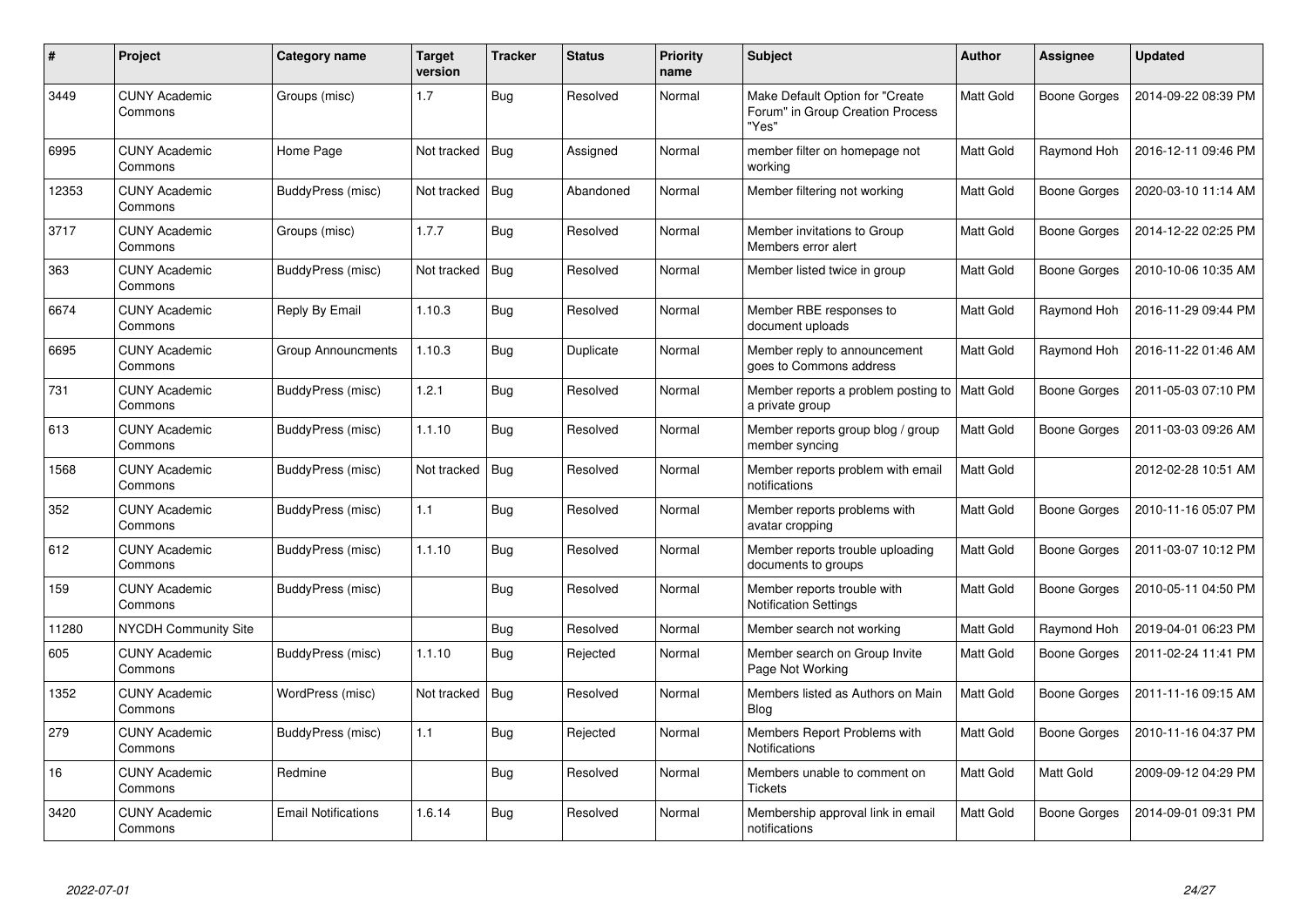| # | Project | Category name | Target version | Tracker | Status | Priority name | Subject | Author | Assignee | Updated |
|---|---|---|---|---|---|---|---|---|---|---|
| 3449 | CUNY Academic Commons | Groups (misc) | 1.7 | Bug | Resolved | Normal | Make Default Option for "Create Forum" in Group Creation Process "Yes" | Matt Gold | Boone Gorges | 2014-09-22 08:39 PM |
| 6995 | CUNY Academic Commons | Home Page | Not tracked | Bug | Assigned | Normal | member filter on homepage not working | Matt Gold | Raymond Hoh | 2016-12-11 09:46 PM |
| 12353 | CUNY Academic Commons | BuddyPress (misc) | Not tracked | Bug | Abandoned | Normal | Member filtering not working | Matt Gold | Boone Gorges | 2020-03-10 11:14 AM |
| 3717 | CUNY Academic Commons | Groups (misc) | 1.7.7 | Bug | Resolved | Normal | Member invitations to Group Members error alert | Matt Gold | Boone Gorges | 2014-12-22 02:25 PM |
| 363 | CUNY Academic Commons | BuddyPress (misc) | Not tracked | Bug | Resolved | Normal | Member listed twice in group | Matt Gold | Boone Gorges | 2010-10-06 10:35 AM |
| 6674 | CUNY Academic Commons | Reply By Email | 1.10.3 | Bug | Resolved | Normal | Member RBE responses to document uploads | Matt Gold | Raymond Hoh | 2016-11-29 09:44 PM |
| 6695 | CUNY Academic Commons | Group Announcments | 1.10.3 | Bug | Duplicate | Normal | Member reply to announcement goes to Commons address | Matt Gold | Raymond Hoh | 2016-11-22 01:46 AM |
| 731 | CUNY Academic Commons | BuddyPress (misc) | 1.2.1 | Bug | Resolved | Normal | Member reports a problem posting to a private group | Matt Gold | Boone Gorges | 2011-05-03 07:10 PM |
| 613 | CUNY Academic Commons | BuddyPress (misc) | 1.1.10 | Bug | Resolved | Normal | Member reports group blog / group member syncing | Matt Gold | Boone Gorges | 2011-03-03 09:26 AM |
| 1568 | CUNY Academic Commons | BuddyPress (misc) | Not tracked | Bug | Resolved | Normal | Member reports problem with email notifications | Matt Gold | | 2012-02-28 10:51 AM |
| 352 | CUNY Academic Commons | BuddyPress (misc) | 1.1 | Bug | Resolved | Normal | Member reports problems with avatar cropping | Matt Gold | Boone Gorges | 2010-11-16 05:07 PM |
| 612 | CUNY Academic Commons | BuddyPress (misc) | 1.1.10 | Bug | Resolved | Normal | Member reports trouble uploading documents to groups | Matt Gold | Boone Gorges | 2011-03-07 10:12 PM |
| 159 | CUNY Academic Commons | BuddyPress (misc) | | Bug | Resolved | Normal | Member reports trouble with Notification Settings | Matt Gold | Boone Gorges | 2010-05-11 04:50 PM |
| 11280 | NYCDH Community Site | | | Bug | Resolved | Normal | Member search not working | Matt Gold | Raymond Hoh | 2019-04-01 06:23 PM |
| 605 | CUNY Academic Commons | BuddyPress (misc) | 1.1.10 | Bug | Rejected | Normal | Member search on Group Invite Page Not Working | Matt Gold | Boone Gorges | 2011-02-24 11:41 PM |
| 1352 | CUNY Academic Commons | WordPress (misc) | Not tracked | Bug | Resolved | Normal | Members listed as Authors on Main Blog | Matt Gold | Boone Gorges | 2011-11-16 09:15 AM |
| 279 | CUNY Academic Commons | BuddyPress (misc) | 1.1 | Bug | Rejected | Normal | Members Report Problems with Notifications | Matt Gold | Boone Gorges | 2010-11-16 04:37 PM |
| 16 | CUNY Academic Commons | Redmine | | Bug | Resolved | Normal | Members unable to comment on Tickets | Matt Gold | Matt Gold | 2009-09-12 04:29 PM |
| 3420 | CUNY Academic Commons | Email Notifications | 1.6.14 | Bug | Resolved | Normal | Membership approval link in email notifications | Matt Gold | Boone Gorges | 2014-09-01 09:31 PM |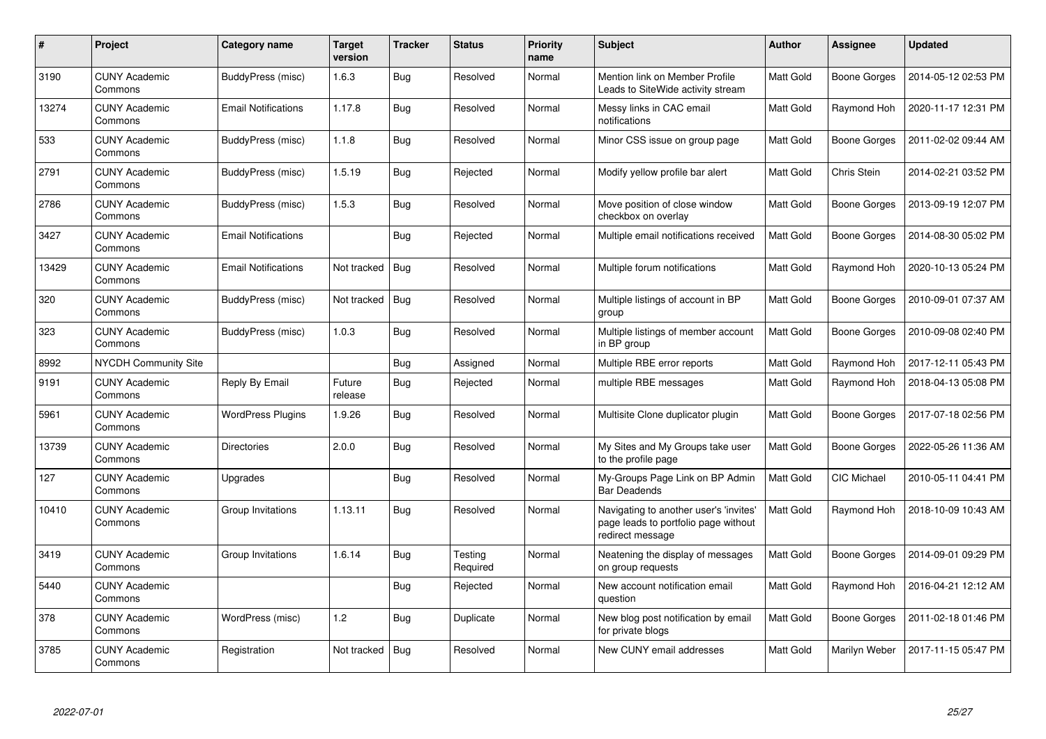| # | Project | Category name | Target version | Tracker | Status | Priority name | Subject | Author | Assignee | Updated |
|---|---|---|---|---|---|---|---|---|---|---|
| 3190 | CUNY Academic Commons | BuddyPress (misc) | 1.6.3 | Bug | Resolved | Normal | Mention link on Member Profile Leads to SiteWide activity stream | Matt Gold | Boone Gorges | 2014-05-12 02:53 PM |
| 13274 | CUNY Academic Commons | Email Notifications | 1.17.8 | Bug | Resolved | Normal | Messy links in CAC email notifications | Matt Gold | Raymond Hoh | 2020-11-17 12:31 PM |
| 533 | CUNY Academic Commons | BuddyPress (misc) | 1.1.8 | Bug | Resolved | Normal | Minor CSS issue on group page | Matt Gold | Boone Gorges | 2011-02-02 09:44 AM |
| 2791 | CUNY Academic Commons | BuddyPress (misc) | 1.5.19 | Bug | Rejected | Normal | Modify yellow profile bar alert | Matt Gold | Chris Stein | 2014-02-21 03:52 PM |
| 2786 | CUNY Academic Commons | BuddyPress (misc) | 1.5.3 | Bug | Resolved | Normal | Move position of close window checkbox on overlay | Matt Gold | Boone Gorges | 2013-09-19 12:07 PM |
| 3427 | CUNY Academic Commons | Email Notifications | | Bug | Rejected | Normal | Multiple email notifications received | Matt Gold | Boone Gorges | 2014-08-30 05:02 PM |
| 13429 | CUNY Academic Commons | Email Notifications | Not tracked | Bug | Resolved | Normal | Multiple forum notifications | Matt Gold | Raymond Hoh | 2020-10-13 05:24 PM |
| 320 | CUNY Academic Commons | BuddyPress (misc) | Not tracked | Bug | Resolved | Normal | Multiple listings of account in BP group | Matt Gold | Boone Gorges | 2010-09-01 07:37 AM |
| 323 | CUNY Academic Commons | BuddyPress (misc) | 1.0.3 | Bug | Resolved | Normal | Multiple listings of member account in BP group | Matt Gold | Boone Gorges | 2010-09-08 02:40 PM |
| 8992 | NYCDH Community Site | | | Bug | Assigned | Normal | Multiple RBE error reports | Matt Gold | Raymond Hoh | 2017-12-11 05:43 PM |
| 9191 | CUNY Academic Commons | Reply By Email | Future release | Bug | Rejected | Normal | multiple RBE messages | Matt Gold | Raymond Hoh | 2018-04-13 05:08 PM |
| 5961 | CUNY Academic Commons | WordPress Plugins | 1.9.26 | Bug | Resolved | Normal | Multisite Clone duplicator plugin | Matt Gold | Boone Gorges | 2017-07-18 02:56 PM |
| 13739 | CUNY Academic Commons | Directories | 2.0.0 | Bug | Resolved | Normal | My Sites and My Groups take user to the profile page | Matt Gold | Boone Gorges | 2022-05-26 11:36 AM |
| 127 | CUNY Academic Commons | Upgrades | | Bug | Resolved | Normal | My-Groups Page Link on BP Admin Bar Deadends | Matt Gold | CIC Michael | 2010-05-11 04:41 PM |
| 10410 | CUNY Academic Commons | Group Invitations | 1.13.11 | Bug | Resolved | Normal | Navigating to another user's 'invites' page leads to portfolio page without redirect message | Matt Gold | Raymond Hoh | 2018-10-09 10:43 AM |
| 3419 | CUNY Academic Commons | Group Invitations | 1.6.14 | Bug | Testing Required | Normal | Neatening the display of messages on group requests | Matt Gold | Boone Gorges | 2014-09-01 09:29 PM |
| 5440 | CUNY Academic Commons | | | Bug | Rejected | Normal | New account notification email question | Matt Gold | Raymond Hoh | 2016-04-21 12:12 AM |
| 378 | CUNY Academic Commons | WordPress (misc) | 1.2 | Bug | Duplicate | Normal | New blog post notification by email for private blogs | Matt Gold | Boone Gorges | 2011-02-18 01:46 PM |
| 3785 | CUNY Academic Commons | Registration | Not tracked | Bug | Resolved | Normal | New CUNY email addresses | Matt Gold | Marilyn Weber | 2017-11-15 05:47 PM |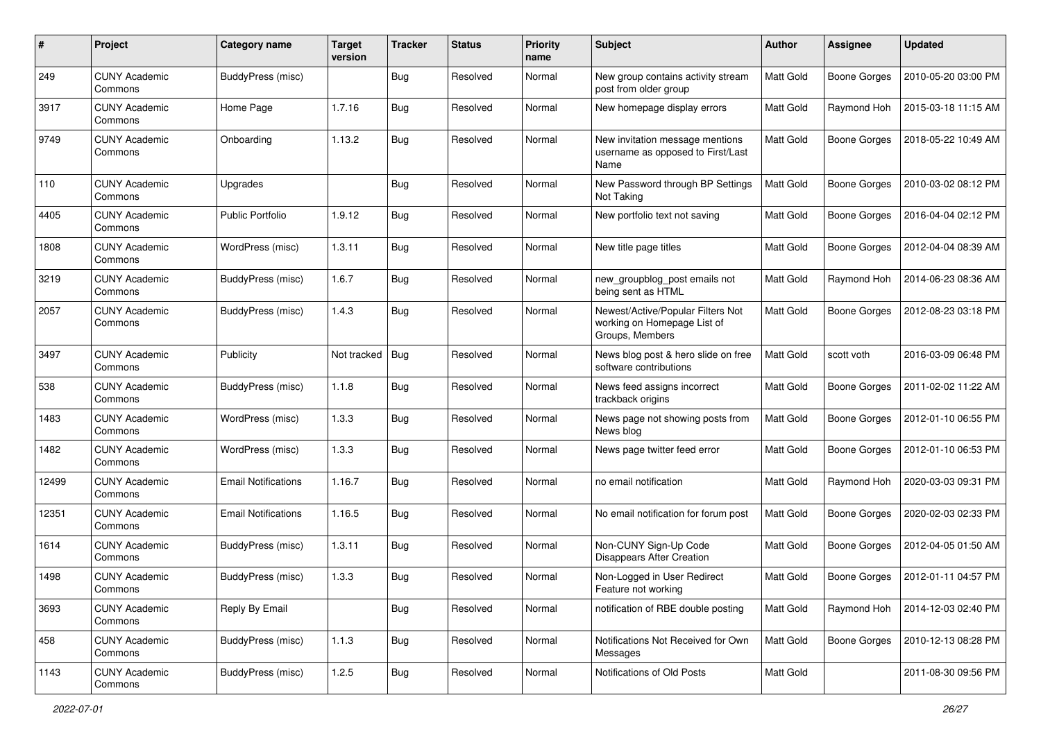| # | Project | Category name | Target version | Tracker | Status | Priority name | Subject | Author | Assignee | Updated |
|---|---|---|---|---|---|---|---|---|---|---|
| 249 | CUNY Academic Commons | BuddyPress (misc) | | Bug | Resolved | Normal | New group contains activity stream post from older group | Matt Gold | Boone Gorges | 2010-05-20 03:00 PM |
| 3917 | CUNY Academic Commons | Home Page | 1.7.16 | Bug | Resolved | Normal | New homepage display errors | Matt Gold | Raymond Hoh | 2015-03-18 11:15 AM |
| 9749 | CUNY Academic Commons | Onboarding | 1.13.2 | Bug | Resolved | Normal | New invitation message mentions username as opposed to First/Last Name | Matt Gold | Boone Gorges | 2018-05-22 10:49 AM |
| 110 | CUNY Academic Commons | Upgrades | | Bug | Resolved | Normal | New Password through BP Settings Not Taking | Matt Gold | Boone Gorges | 2010-03-02 08:12 PM |
| 4405 | CUNY Academic Commons | Public Portfolio | 1.9.12 | Bug | Resolved | Normal | New portfolio text not saving | Matt Gold | Boone Gorges | 2016-04-04 02:12 PM |
| 1808 | CUNY Academic Commons | WordPress (misc) | 1.3.11 | Bug | Resolved | Normal | New title page titles | Matt Gold | Boone Gorges | 2012-04-04 08:39 AM |
| 3219 | CUNY Academic Commons | BuddyPress (misc) | 1.6.7 | Bug | Resolved | Normal | new_groupblog_post emails not being sent as HTML | Matt Gold | Raymond Hoh | 2014-06-23 08:36 AM |
| 2057 | CUNY Academic Commons | BuddyPress (misc) | 1.4.3 | Bug | Resolved | Normal | Newest/Active/Popular Filters Not working on Homepage List of Groups, Members | Matt Gold | Boone Gorges | 2012-08-23 03:18 PM |
| 3497 | CUNY Academic Commons | Publicity | Not tracked | Bug | Resolved | Normal | News blog post & hero slide on free software contributions | Matt Gold | scott voth | 2016-03-09 06:48 PM |
| 538 | CUNY Academic Commons | BuddyPress (misc) | 1.1.8 | Bug | Resolved | Normal | News feed assigns incorrect trackback origins | Matt Gold | Boone Gorges | 2011-02-02 11:22 AM |
| 1483 | CUNY Academic Commons | WordPress (misc) | 1.3.3 | Bug | Resolved | Normal | News page not showing posts from News blog | Matt Gold | Boone Gorges | 2012-01-10 06:55 PM |
| 1482 | CUNY Academic Commons | WordPress (misc) | 1.3.3 | Bug | Resolved | Normal | News page twitter feed error | Matt Gold | Boone Gorges | 2012-01-10 06:53 PM |
| 12499 | CUNY Academic Commons | Email Notifications | 1.16.7 | Bug | Resolved | Normal | no email notification | Matt Gold | Raymond Hoh | 2020-03-03 09:31 PM |
| 12351 | CUNY Academic Commons | Email Notifications | 1.16.5 | Bug | Resolved | Normal | No email notification for forum post | Matt Gold | Boone Gorges | 2020-02-03 02:33 PM |
| 1614 | CUNY Academic Commons | BuddyPress (misc) | 1.3.11 | Bug | Resolved | Normal | Non-CUNY Sign-Up Code Disappears After Creation | Matt Gold | Boone Gorges | 2012-04-05 01:50 AM |
| 1498 | CUNY Academic Commons | BuddyPress (misc) | 1.3.3 | Bug | Resolved | Normal | Non-Logged in User Redirect Feature not working | Matt Gold | Boone Gorges | 2012-01-11 04:57 PM |
| 3693 | CUNY Academic Commons | Reply By Email | | Bug | Resolved | Normal | notification of RBE double posting | Matt Gold | Raymond Hoh | 2014-12-03 02:40 PM |
| 458 | CUNY Academic Commons | BuddyPress (misc) | 1.1.3 | Bug | Resolved | Normal | Notifications Not Received for Own Messages | Matt Gold | Boone Gorges | 2010-12-13 08:28 PM |
| 1143 | CUNY Academic Commons | BuddyPress (misc) | 1.2.5 | Bug | Resolved | Normal | Notifications of Old Posts | Matt Gold | | 2011-08-30 09:56 PM |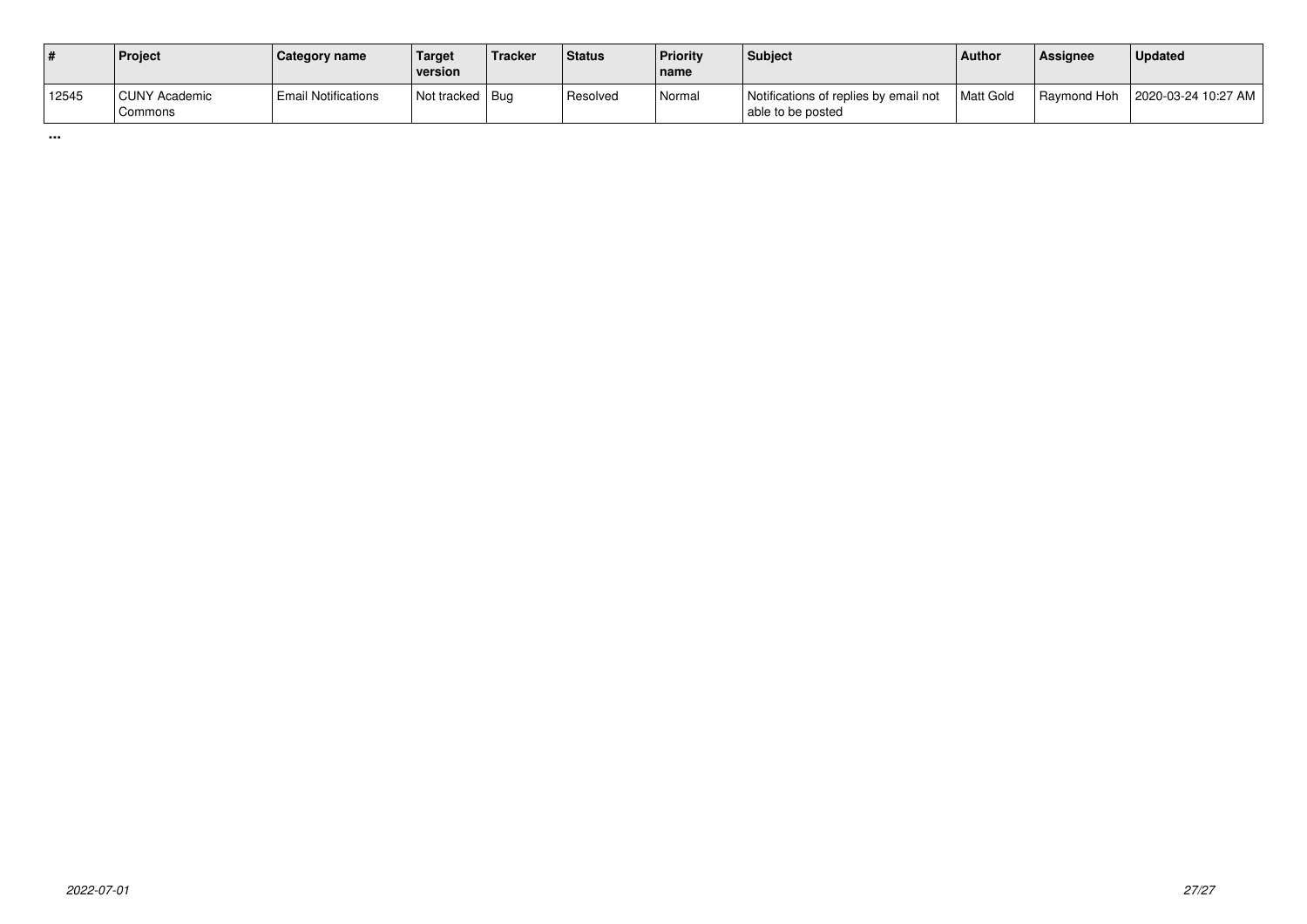| # | Project | Category name | Target version | Tracker | Status | Priority name | Subject | Author | Assignee | Updated |
|---|---|---|---|---|---|---|---|---|---|---|
| 12545 | CUNY Academic Commons | Email Notifications | Not tracked | Bug | Resolved | Normal | Notifications of replies by email not able to be posted | Matt Gold | Raymond Hoh | 2020-03-24 10:27 AM |

...